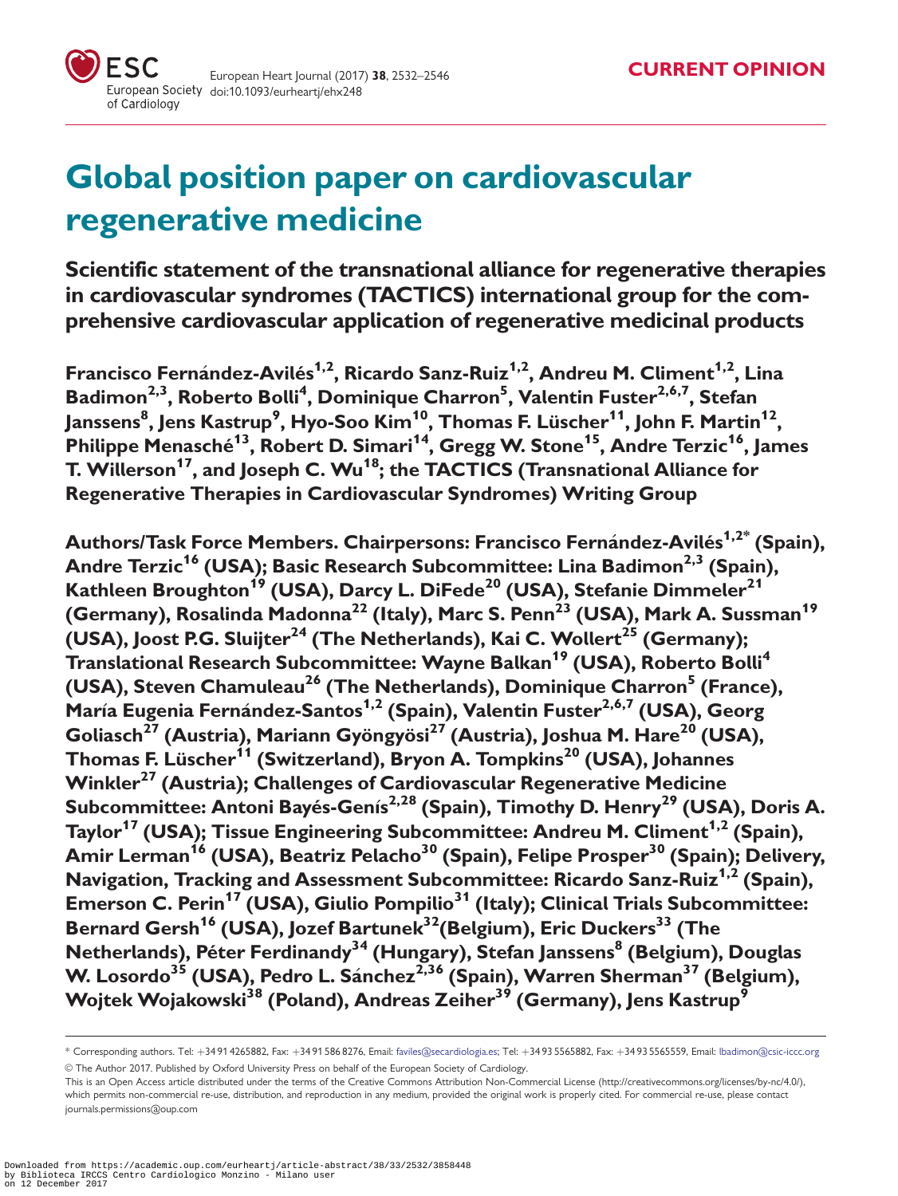CURRENT OPINION

# Global position paper on cardiovascular regenerative medicine

## Scientific statement of the transnational alliance for regenerative therapies in cardiovascular syndromes (TACTICS) international group for the comprehensive cardiovascular application of regenerative medicinal products

**Francisco Fernández-Avilés[1,2], Ricardo Sanz-Ruiz[1,2], Andreu M. Climent[1,2], Lina Badimon[2,3], Roberto Bolli[4], Dominique Charron[5], Valentin Fuster[2,6,7], Stefan Janssens[8], Jens Kastrup[9], Hyo-Soo Kim[10], Thomas F. Lüscher[11], John F. Martin[12], Philippe Menasché[13], Robert D. Simari[14], Gregg W. Stone[15], Andre Terzic[16], James T. Willerson[17], and Joseph C. Wu[18]; the TACTICS (Transnational Alliance for Regenerative Therapies in Cardiovascular Syndromes) Writing Group**

**Authors/Task Force Members. Chairpersons: Francisco Fernández-Avilés[1,2]* (Spain), Andre Terzic[16] (USA); Basic Research Subcommittee: Lina Badimon[2,3] (Spain), Kathleen Broughton[19] (USA), Darcy L. DiFede[20] (USA), Stefanie Dimmeler[21] (Germany), Rosalinda Madonna[22] (Italy), Marc S. Penn[23] (USA), Mark A. Sussman[19] (USA), Joost P.G. Sluijter[24] (The Netherlands), Kai C. Wollert[25] (Germany); Translational Research Subcommittee: Wayne Balkan[19] (USA), Roberto Bolli[4] (USA), Steven Chamuleau[26] (The Netherlands), Dominique Charron[5] (France), María Eugenia Fernández-Santos[1,2] (Spain), Valentin Fuster[2,6,7] (USA), Georg Goliasch[27] (Austria), Mariann Gyöngyösi[27] (Austria), Joshua M. Hare[20] (USA), Thomas F. Lüscher[11] (Switzerland), Bryon A. Tompkins[20] (USA), Johannes Winkler[27] (Austria); Challenges of Cardiovascular Regenerative Medicine Subcommittee: Antoni Bayés-Genís[2,28] (Spain), Timothy D. Henry[29] (USA), Doris A. Taylor[17] (USA); Tissue Engineering Subcommittee: Andreu M. Climent[1,2] (Spain), Amir Lerman[16] (USA), Beatriz Pelacho[30] (Spain), Felipe Prosper[30] (Spain); Delivery, Navigation, Tracking and Assessment Subcommittee: Ricardo Sanz-Ruiz[1,2] (Spain), Emerson C. Perin[17] (USA), Giulio Pompilio[31] (Italy); Clinical Trials Subcommittee: Bernard Gersh[16] (USA), Jozef Bartunek[32](Belgium), Eric Duckers[33] (The Netherlands), Péter Ferdinandy[34] (Hungary), Stefan Janssens[8] (Belgium), Douglas W. Losordo[35] (USA), Pedro L. Sánchez[2,36] (Spain), Warren Sherman[37] (Belgium), Wojtek Wojakowski[38] (Poland), Andreas Zeiher[39] (Germany), Jens Kastrup[9]**

---

* Corresponding authors. Tel: +34 91 4265882, Fax: +34 91 586 8276, Email: faviles@secardiologia.es; Tel: +34 93 5565882, Fax: +34 93 5565559, Email: lbadimon@csic-iccc.org

© The Author 2017. Published by Oxford University Press on behalf of the European Society of Cardiology.

This is an Open Access article distributed under the terms of the Creative Commons Attribution Non-Commercial License (http://creativecommons.org/licenses/by-nc/4.0/), which permits non-commercial re-use, distribution, and reproduction in any medium, provided the original work is properly cited. For commercial re-use, please contact journals.permissions@oup.com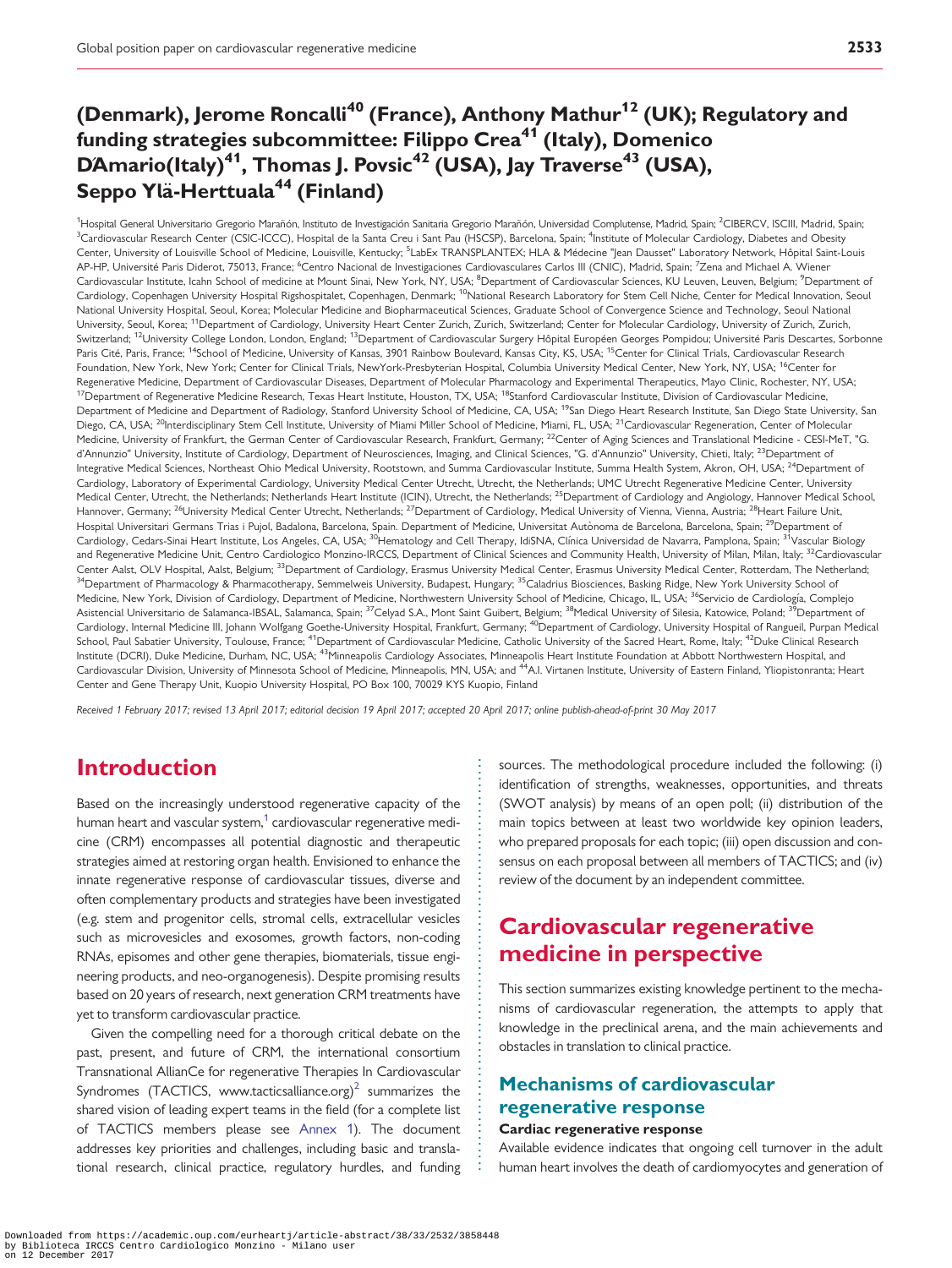# (Denmark), Jerome Roncalli[40] (France), Anthony Mathur[12] (UK); Regulatory and funding strategies subcommittee: Filippo Crea[41] (Italy), Domenico D'Amario(Italy)[41], Thomas J. Povsic[42] (USA), Jay Traverse[43] (USA), Seppo Ylä-Herttuala[44] (Finland)

[1]Hospital General Universitario Gregorio Marañón, Instituto de Investigación Sanitaria Gregorio Marañón, Universidad Complutense, Madrid, Spain; [2]CIBERCV, ISCIII, Madrid, Spain; [3]Cardiovascular Research Center (CSIC-ICCC), Hospital de la Santa Creu i Sant Pau (HSCSP), Barcelona, Spain; [4]Institute of Molecular Cardiology, Diabetes and Obesity Center, University of Louisville School of Medicine, Louisville, Kentucky; [5]LabEx TRANSPLANTEX; HLA & Médecine "Jean Dausset" Laboratory Network, Hôpital Saint-Louis AP-HP, Université Paris Diderot, 75013, France; [6]Centro Nacional de Investigaciones Cardiovasculares Carlos III (CNIC), Madrid, Spain; [7]Zena and Michael A. Wiener Cardiovascular Institute, Icahn School of medicine at Mount Sinai, New York, NY, USA; [8]Department of Cardiovascular Sciences, KU Leuven, Leuven, Belgium; [9]Department of Cardiology, Copenhagen University Hospital Rigshospitalet, Copenhagen, Denmark; [10]National Research Laboratory for Stem Cell Niche, Center for Medical Innovation, Seoul National University Hospital, Seoul, Korea; Molecular Medicine and Biopharmaceutical Sciences, Graduate School of Convergence Science and Technology, Seoul National University, Seoul, Korea; [11]Department of Cardiology, University Heart Center Zurich, Zurich, Switzerland; Center for Molecular Cardiology, University of Zurich, Zurich, Switzerland; [12]University College London, London, England; [13]Department of Cardiovascular Surgery Hôpital Européen Georges Pompidou; Université Paris Descartes, Sorbonne Paris Cité, Paris, France; [14]School of Medicine, University of Kansas, 3901 Rainbow Boulevard, Kansas City, KS, USA; [15]Center for Clinical Trials, Cardiovascular Research Foundation, New York, New York; Center for Clinical Trials, NewYork-Presbyterian Hospital, Columbia University Medical Center, New York, NY, USA; [16]Center for Regenerative Medicine, Department of Cardiovascular Diseases, Department of Molecular Pharmacology and Experimental Therapeutics, Mayo Clinic, Rochester, NY, USA; [17]Department of Regenerative Medicine Research, Texas Heart Institute, Houston, TX, USA; [18]Stanford Cardiovascular Institute, Division of Cardiovascular Medicine, Department of Medicine and Department of Radiology, Stanford University School of Medicine, CA, USA; [19]San Diego Heart Research Institute, San Diego State University, San Diego, CA, USA; [20]Interdisciplinary Stem Cell Institute, University of Miami Miller School of Medicine, Miami, FL, USA; [21]Cardiovascular Regeneration, Center of Molecular Medicine, University of Frankfurt, the German Center of Cardiovascular Research, Frankfurt, Germany; [22]Center of Aging Sciences and Translational Medicine - CESI-MeT, "G. d'Annunzio" University, Institute of Cardiology, Department of Neurosciences, Imaging, and Clinical Sciences, "G. d'Annunzio" University, Chieti, Italy; [23]Department of Integrative Medical Sciences, Northeast Ohio Medical University, Rootstown, and Summa Cardiovascular Institute, Summa Health System, Akron, OH, USA; [24]Department of Cardiology, Laboratory of Experimental Cardiology, University Medical Center Utrecht, Utrecht, the Netherlands; UMC Utrecht Regenerative Medicine Center, University Medical Center, Utrecht, the Netherlands; Netherlands Heart Institute (ICIN), Utrecht, the Netherlands; [25]Department of Cardiology and Angiology, Hannover Medical School, Hannover, Germany; [26]University Medical Center Utrecht, Netherlands; [27]Department of Cardiology, Medical University of Vienna, Vienna, Austria; [28]Heart Failure Unit, Hospital Universitari Germans Trias i Pujol, Badalona, Barcelona, Spain. Department of Medicine, Universitat Autònoma de Barcelona, Barcelona, Spain; [29]Department of Cardiology, Cedars-Sinai Heart Institute, Los Angeles, CA, USA; [30]Hematology and Cell Therapy, IdiSNA, Clínica Universidad de Navarra, Pamplona, Spain; [31]Vascular Biology and Regenerative Medicine Unit, Centro Cardiologico Monzino-IRCCS, Department of Clinical Sciences and Community Health, University of Milan, Milan, Italy; [32]Cardiovascular Center Aalst, OLV Hospital, Aalst, Belgium; [33]Department of Cardiology, Erasmus University Medical Center, Erasmus University Medical Center, Rotterdam, The Netherland; [34]Department of Pharmacology & Pharmacotherapy, Semmelweis University, Budapest, Hungary; [35]Caladrius Biosciences, Basking Ridge, New York University School of Medicine, New York, Division of Cardiology, Department of Medicine, Northwestern University School of Medicine, Chicago, IL, USA; [36]Servicio de Cardiología, Complejo Asistencial Universitario de Salamanca-IBSAL, Salamanca, Spain; [37]Celyad S.A., Mont Saint Guibert, Belgium; [38]Medical University of Silesia, Katowice, Poland; [39]Department of Cardiology, Internal Medicine III, Johann Wolfgang Goethe-University Hospital, Frankfurt, Germany; [40]Department of Cardiology, University Hospital of Rangueil, Purpan Medical School, Paul Sabatier University, Toulouse, France; [41]Department of Cardiovascular Medicine, Catholic University of the Sacred Heart, Rome, Italy; [42]Duke Clinical Research Institute (DCRI), Duke Medicine, Durham, NC, USA; [43]Minneapolis Cardiology Associates, Minneapolis Heart Institute Foundation at Abbott Northwestern Hospital, and Cardiovascular Division, University of Minnesota School of Medicine, Minneapolis, MN, USA; and [44]A.I. Virtanen Institute, University of Eastern Finland, Yliopistonranta; Heart Center and Gene Therapy Unit, Kuopio University Hospital, PO Box 100, 70029 KYS Kuopio, Finland

*Received 1 February 2017; revised 13 April 2017; editorial decision 19 April 2017; accepted 20 April 2017; online publish-ahead-of-print 30 May 2017*

## Introduction

Based on the increasingly understood regenerative capacity of the human heart and vascular system,[1] cardiovascular regenerative medicine (CRM) encompasses all potential diagnostic and therapeutic strategies aimed at restoring organ health. Envisioned to enhance the innate regenerative response of cardiovascular tissues, diverse and often complementary products and strategies have been investigated (e.g. stem and progenitor cells, stromal cells, extracellular vesicles such as microvesicles and exosomes, growth factors, non-coding RNAs, episomes and other gene therapies, biomaterials, tissue engineering products, and neo-organogenesis). Despite promising results based on 20 years of research, next generation CRM treatments have yet to transform cardiovascular practice.

Given the compelling need for a thorough critical debate on the past, present, and future of CRM, the international consortium Transnational AllianCe for regenerative Therapies In Cardiovascular Syndromes (TACTICS, www.tacticsalliance.org)[2] summarizes the shared vision of leading expert teams in the field (for a complete list of TACTICS members please see Annex 1). The document addresses key priorities and challenges, including basic and translational research, clinical practice, regulatory hurdles, and funding sources. The methodological procedure included the following: (i) identification of strengths, weaknesses, opportunities, and threats (SWOT analysis) by means of an open poll; (ii) distribution of the main topics between at least two worldwide key opinion leaders, who prepared proposals for each topic; (iii) open discussion and consensus on each proposal between all members of TACTICS; and (iv) review of the document by an independent committee.

## Cardiovascular regenerative medicine in perspective

This section summarizes existing knowledge pertinent to the mechanisms of cardiovascular regeneration, the attempts to apply that knowledge in the preclinical arena, and the main achievements and obstacles in translation to clinical practice.

### Mechanisms of cardiovascular regenerative response

#### Cardiac regenerative response

Available evidence indicates that ongoing cell turnover in the adult human heart involves the death of cardiomyocytes and generation of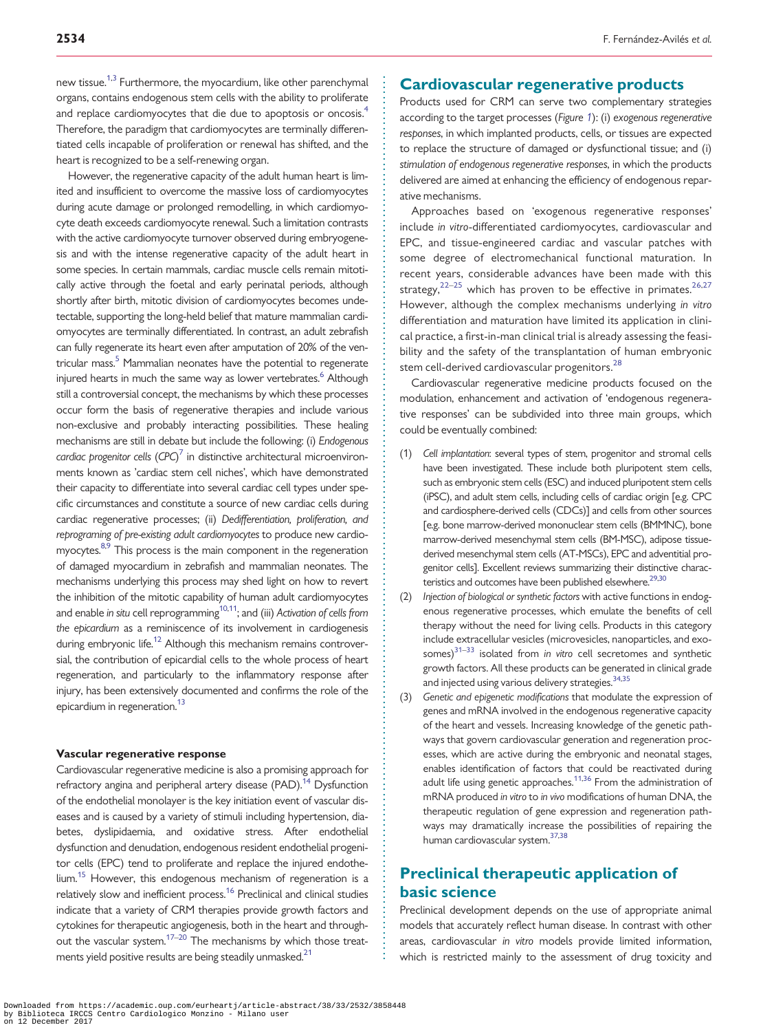new tissue.[1,3] Furthermore, the myocardium, like other parenchymal organs, contains endogenous stem cells with the ability to proliferate and replace cardiomyocytes that die due to apoptosis or oncosis.[4] Therefore, the paradigm that cardiomyocytes are terminally differentiated cells incapable of proliferation or renewal has shifted, and the heart is recognized to be a self-renewing organ.

However, the regenerative capacity of the adult human heart is limited and insufficient to overcome the massive loss of cardiomyocytes during acute damage or prolonged remodelling, in which cardiomyocyte death exceeds cardiomyocyte renewal. Such a limitation contrasts with the active cardiomyocyte turnover observed during embryogenesis and with the intense regenerative capacity of the adult heart in some species. In certain mammals, cardiac muscle cells remain mitotically active through the foetal and early perinatal periods, although shortly after birth, mitotic division of cardiomyocytes becomes undetectable, supporting the long-held belief that mature mammalian cardiomyocytes are terminally differentiated. In contrast, an adult zebrafish can fully regenerate its heart even after amputation of 20% of the ventricular mass.[5] Mammalian neonates have the potential to regenerate injured hearts in much the same way as lower vertebrates.[6] Although still a controversial concept, the mechanisms by which these processes occur form the basis of regenerative therapies and include various non-exclusive and probably interacting possibilities. These healing mechanisms are still in debate but include the following: (i) *Endogenous cardiac progenitor cells* (*CPC*)[7] in distinctive architectural microenvironments known as 'cardiac stem cell niches', which have demonstrated their capacity to differentiate into several cardiac cell types under specific circumstances and constitute a source of new cardiac cells during cardiac regenerative processes; (ii) *Dedifferentiation, proliferation, and reprograming of pre-existing adult cardiomyocytes* to produce new cardiomyocytes.[8,9] This process is the main component in the regeneration of damaged myocardium in zebrafish and mammalian neonates. The mechanisms underlying this process may shed light on how to revert the inhibition of the mitotic capability of human adult cardiomyocytes and enable *in situ* cell reprogramming[10,11]; and (iii) *Activation of cells from the epicardium* as a reminiscence of its involvement in cardiogenesis during embryonic life.[12] Although this mechanism remains controversial, the contribution of epicardial cells to the whole process of heart regeneration, and particularly to the inflammatory response after injury, has been extensively documented and confirms the role of the epicardium in regeneration.[13]

### Vascular regenerative response

Cardiovascular regenerative medicine is also a promising approach for refractory angina and peripheral artery disease (PAD).[14] Dysfunction of the endothelial monolayer is the key initiation event of vascular diseases and is caused by a variety of stimuli including hypertension, diabetes, dyslipidaemia, and oxidative stress. After endothelial dysfunction and denudation, endogenous resident endothelial progenitor cells (EPC) tend to proliferate and replace the injured endothelium.[15] However, this endogenous mechanism of regeneration is a relatively slow and inefficient process.[16] Preclinical and clinical studies indicate that a variety of CRM therapies provide growth factors and cytokines for therapeutic angiogenesis, both in the heart and throughout the vascular system.[17–20] The mechanisms by which those treatments yield positive results are being steadily unmasked.[21]

## Cardiovascular regenerative products

Products used for CRM can serve two complementary strategies according to the target processes (*Figure 1*): (i) *exogenous regenerative responses*, in which implanted products, cells, or tissues are expected to replace the structure of damaged or dysfunctional tissue; and (i) *stimulation of endogenous regenerative responses*, in which the products delivered are aimed at enhancing the efficiency of endogenous reparative mechanisms.

Approaches based on 'exogenous regenerative responses' include *in vitro*-differentiated cardiomyocytes, cardiovascular and EPC, and tissue-engineered cardiac and vascular patches with some degree of electromechanical functional maturation. In recent years, considerable advances have been made with this strategy,[22–25] which has proven to be effective in primates.[26,27] However, although the complex mechanisms underlying *in vitro* differentiation and maturation have limited its application in clinical practice, a first-in-man clinical trial is already assessing the feasibility and the safety of the transplantation of human embryonic stem cell-derived cardiovascular progenitors.[28]

Cardiovascular regenerative medicine products focused on the modulation, enhancement and activation of 'endogenous regenerative responses' can be subdivided into three main groups, which could be eventually combined:

(1) *Cell implantation*: several types of stem, progenitor and stromal cells have been investigated. These include both pluripotent stem cells, such as embryonic stem cells (ESC) and induced pluripotent stem cells (iPSC), and adult stem cells, including cells of cardiac origin [e.g. CPC and cardiosphere-derived cells (CDCs)] and cells from other sources [e.g. bone marrow-derived mononuclear stem cells (BMMNC), bone marrow-derived mesenchymal stem cells (BM-MSC), adipose tissue-derived mesenchymal stem cells (AT-MSCs), EPC and adventitial progenitor cells]. Excellent reviews summarizing their distinctive characteristics and outcomes have been published elsewhere.[29,30]
(2) *Injection of biological or synthetic factors* with active functions in endogenous regenerative processes, which emulate the benefits of cell therapy without the need for living cells. Products in this category include extracellular vesicles (microvesicles, nanoparticles, and exosomes)[31–33] isolated from *in vitro* cell secretomes and synthetic growth factors. All these products can be generated in clinical grade and injected using various delivery strategies.[34,35]
(3) *Genetic and epigenetic modifications* that modulate the expression of genes and mRNA involved in the endogenous regenerative capacity of the heart and vessels. Increasing knowledge of the genetic pathways that govern cardiovascular generation and regeneration processes, which are active during the embryonic and neonatal stages, enables identification of factors that could be reactivated during adult life using genetic approaches.[11,36] From the administration of mRNA produced *in vitro* to *in vivo* modifications of human DNA, the therapeutic regulation of gene expression and regeneration pathways may dramatically increase the possibilities of repairing the human cardiovascular system.[37,38]

## Preclinical therapeutic application of basic science

Preclinical development depends on the use of appropriate animal models that accurately reflect human disease. In contrast with other areas, cardiovascular *in vitro* models provide limited information, which is restricted mainly to the assessment of drug toxicity and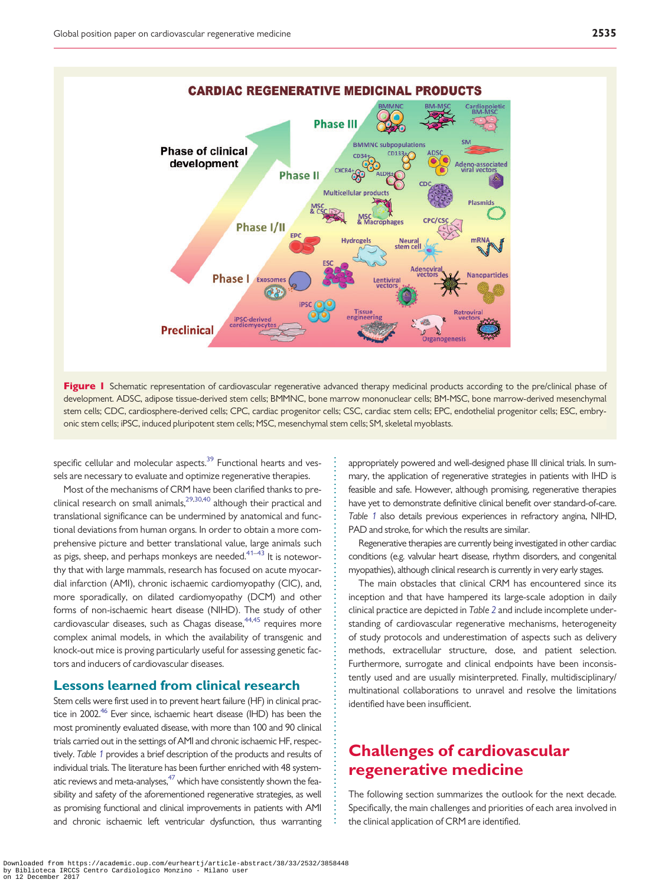**Figure 1** Schematic representation of cardiovascular regenerative advanced therapy medicinal products according to the pre/clinical phase of development. ADSC, adipose tissue-derived stem cells; BMMNC, bone marrow mononuclear cells; BM-MSC, bone marrow-derived mesenchymal stem cells; CDC, cardiosphere-derived cells; CPC, cardiac progenitor cells; CSC, cardiac stem cells; EPC, endothelial progenitor cells; ESC, embryonic stem cells; iPSC, induced pluripotent stem cells; MSC, mesenchymal stem cells; SM, skeletal myoblasts.

specific cellular and molecular aspects.[39] Functional hearts and vessels are necessary to evaluate and optimize regenerative therapies.

Most of the mechanisms of CRM have been clarified thanks to preclinical research on small animals,[29,30,40] although their practical and translational significance can be undermined by anatomical and functional deviations from human organs. In order to obtain a more comprehensive picture and better translational value, large animals such as pigs, sheep, and perhaps monkeys are needed.[41–43] It is noteworthy that with large mammals, research has focused on acute myocardial infarction (AMI), chronic ischaemic cardiomyopathy (CIC), and, more sporadically, on dilated cardiomyopathy (DCM) and other forms of non-ischaemic heart disease (NIHD). The study of other cardiovascular diseases, such as Chagas disease,[44,45] requires more complex animal models, in which the availability of transgenic and knock-out mice is proving particularly useful for assessing genetic factors and inducers of cardiovascular diseases.

## Lessons learned from clinical research

Stem cells were first used in to prevent heart failure (HF) in clinical practice in 2002.[46] Ever since, ischaemic heart disease (IHD) has been the most prominently evaluated disease, with more than 100 and 90 clinical trials carried out in the settings of AMI and chronic ischaemic HF, respectively. *Table 1* provides a brief description of the products and results of individual trials. The literature has been further enriched with 48 systematic reviews and meta-analyses,[47] which have consistently shown the feasibility and safety of the aforementioned regenerative strategies, as well as promising functional and clinical improvements in patients with AMI and chronic ischaemic left ventricular dysfunction, thus warranting appropriately powered and well-designed phase III clinical trials. In summary, the application of regenerative strategies in patients with IHD is feasible and safe. However, although promising, regenerative therapies have yet to demonstrate definitive clinical benefit over standard-of-care. *Table 1* also details previous experiences in refractory angina, NIHD, PAD and stroke, for which the results are similar.

Regenerative therapies are currently being investigated in other cardiac conditions (e.g. valvular heart disease, rhythm disorders, and congenital myopathies), although clinical research is currently in very early stages.

The main obstacles that clinical CRM has encountered since its inception and that have hampered its large-scale adoption in daily clinical practice are depicted in *Table 2* and include incomplete understanding of cardiovascular regenerative mechanisms, heterogeneity of study protocols and underestimation of aspects such as delivery methods, extracellular structure, dose, and patient selection. Furthermore, surrogate and clinical endpoints have been inconsistently used and are usually misinterpreted. Finally, multidisciplinary/multinational collaborations to unravel and resolve the limitations identified have been insufficient.

# Challenges of cardiovascular regenerative medicine

The following section summarizes the outlook for the next decade. Specifically, the main challenges and priorities of each area involved in the clinical application of CRM are identified.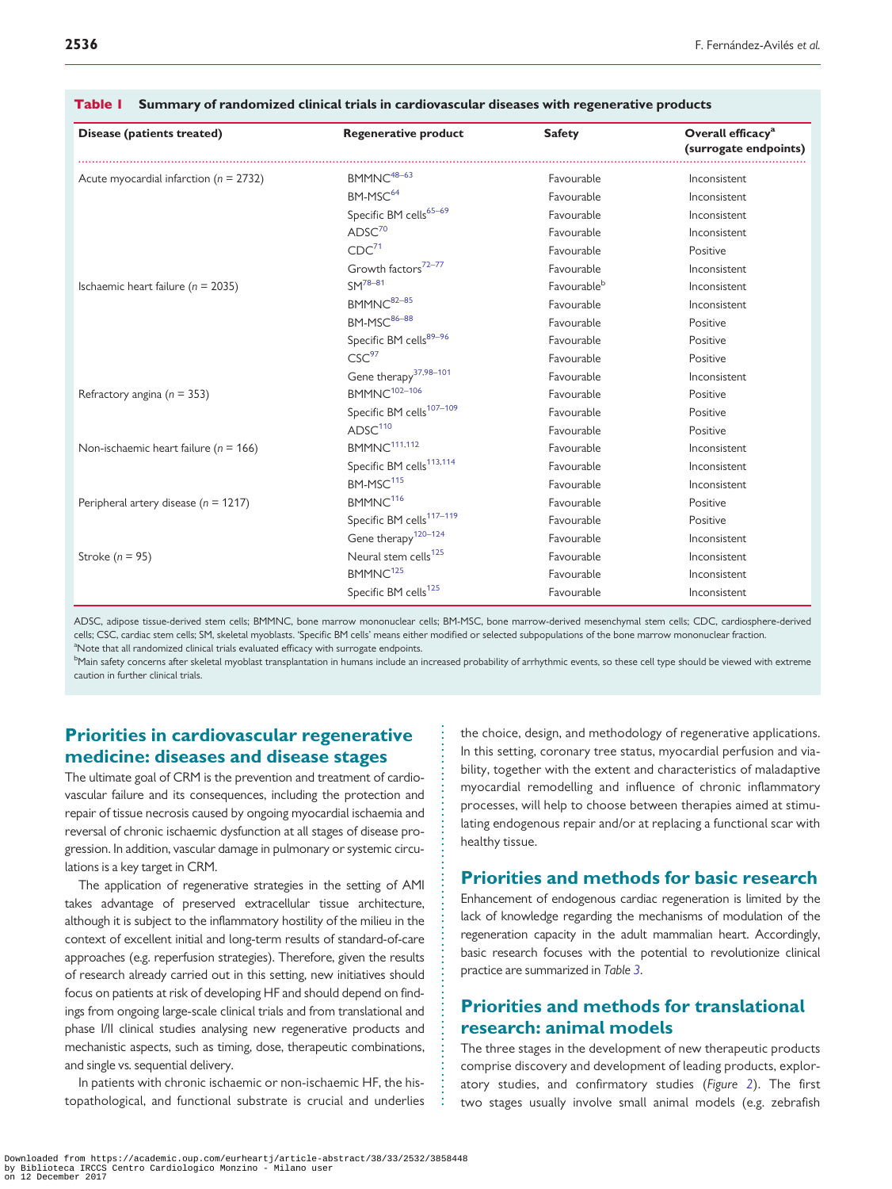**Table 1** Summary of randomized clinical trials in cardiovascular diseases with regenerative products

| Disease (patients treated) | Regenerative product | Safety | Overall efficacy[a] (surrogate endpoints) |
|---|---|---|---|
| Acute myocardial infarction (n = 2732) | BMMNC[48–63] | Favourable | Inconsistent |
| | BM-MSC[64] | Favourable | Inconsistent |
| | Specific BM cells[65–69] | Favourable | Inconsistent |
| | ADSC[70] | Favourable | Inconsistent |
| | CDC[71] | Favourable | Positive |
| | Growth factors[72–77] | Favourable | Inconsistent |
| Ischaemic heart failure (n = 2035) | SM[78–81] | Favourable[b] | Inconsistent |
| | BMMNC[82–85] | Favourable | Inconsistent |
| | BM-MSC[86–88] | Favourable | Positive |
| | Specific BM cells[89–96] | Favourable | Positive |
| | CSC[97] | Favourable | Positive |
| | Gene therapy[37,98–101] | Favourable | Inconsistent |
| Refractory angina (n = 353) | BMMNC[102–106] | Favourable | Positive |
| | Specific BM cells[107–109] | Favourable | Positive |
| | ADSC[110] | Favourable | Positive |
| Non-ischaemic heart failure (n = 166) | BMMNC[111,112] | Favourable | Inconsistent |
| | Specific BM cells[113,114] | Favourable | Inconsistent |
| | BM-MSC[115] | Favourable | Inconsistent |
| Peripheral artery disease (n = 1217) | BMMNC[116] | Favourable | Positive |
| | Specific BM cells[117–119] | Favourable | Positive |
| | Gene therapy[120–124] | Favourable | Inconsistent |
| Stroke (n = 95) | Neural stem cells[125] | Favourable | Inconsistent |
| | BMMNC[125] | Favourable | Inconsistent |
| | Specific BM cells[125] | Favourable | Inconsistent |

ADSC, adipose tissue-derived stem cells; BMMNC, bone marrow mononuclear cells; BM-MSC, bone marrow-derived mesenchymal stem cells; CDC, cardiosphere-derived cells; CSC, cardiac stem cells; SM, skeletal myoblasts. 'Specific BM cells' means either modified or selected subpopulations of the bone marrow mononuclear fraction.
[a]Note that all randomized clinical trials evaluated efficacy with surrogate endpoints.
[b]Main safety concerns after skeletal myoblast transplantation in humans include an increased probability of arrhythmic events, so these cell type should be viewed with extreme caution in further clinical trials.

## Priorities in cardiovascular regenerative medicine: diseases and disease stages

The ultimate goal of CRM is the prevention and treatment of cardiovascular failure and its consequences, including the protection and repair of tissue necrosis caused by ongoing myocardial ischaemia and reversal of chronic ischaemic dysfunction at all stages of disease progression. In addition, vascular damage in pulmonary or systemic circulations is a key target in CRM.

The application of regenerative strategies in the setting of AMI takes advantage of preserved extracellular tissue architecture, although it is subject to the inflammatory hostility of the milieu in the context of excellent initial and long-term results of standard-of-care approaches (e.g. reperfusion strategies). Therefore, given the results of research already carried out in this setting, new initiatives should focus on patients at risk of developing HF and should depend on findings from ongoing large-scale clinical trials and from translational and phase I/II clinical studies analysing new regenerative products and mechanistic aspects, such as timing, dose, therapeutic combinations, and single vs. sequential delivery.

In patients with chronic ischaemic or non-ischaemic HF, the histopathological, and functional substrate is crucial and underlies the choice, design, and methodology of regenerative applications. In this setting, coronary tree status, myocardial perfusion and viability, together with the extent and characteristics of maladaptive myocardial remodelling and influence of chronic inflammatory processes, will help to choose between therapies aimed at stimulating endogenous repair and/or at replacing a functional scar with healthy tissue.

## Priorities and methods for basic research

Enhancement of endogenous cardiac regeneration is limited by the lack of knowledge regarding the mechanisms of modulation of the regeneration capacity in the adult mammalian heart. Accordingly, basic research focuses with the potential to revolutionize clinical practice are summarized in *Table 3*.

## Priorities and methods for translational research: animal models

The three stages in the development of new therapeutic products comprise discovery and development of leading products, exploratory studies, and confirmatory studies (*Figure 2*). The first two stages usually involve small animal models (e.g. zebrafish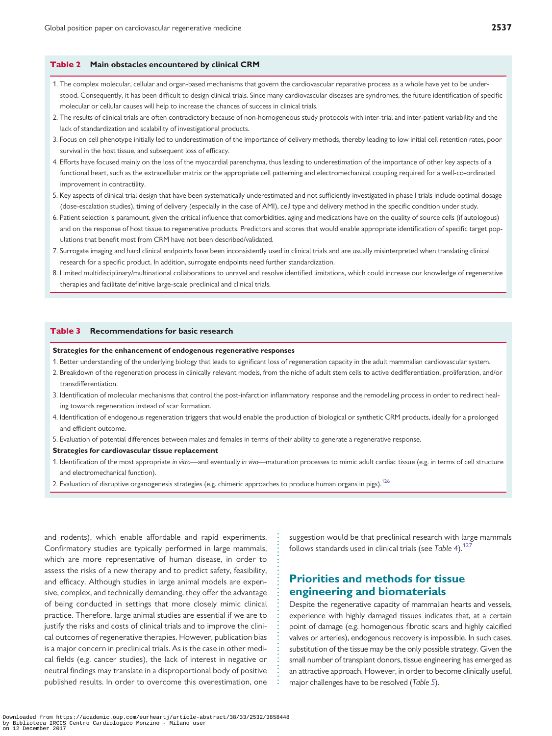**Table 2 Main obstacles encountered by clinical CRM**

1. The complex molecular, cellular and organ-based mechanisms that govern the cardiovascular reparative process as a whole have yet to be understood. Consequently, it has been difficult to design clinical trials. Since many cardiovascular diseases are syndromes, the future identification of specific molecular or cellular causes will help to increase the chances of success in clinical trials.
2. The results of clinical trials are often contradictory because of non-homogeneous study protocols with inter-trial and inter-patient variability and the lack of standardization and scalability of investigational products.
3. Focus on cell phenotype initially led to underestimation of the importance of delivery methods, thereby leading to low initial cell retention rates, poor survival in the host tissue, and subsequent loss of efficacy.
4. Efforts have focused mainly on the loss of the myocardial parenchyma, thus leading to underestimation of the importance of other key aspects of a functional heart, such as the extracellular matrix or the appropriate cell patterning and electromechanical coupling required for a well-co-ordinated improvement in contractility.
5. Key aspects of clinical trial design that have been systematically underestimated and not sufficiently investigated in phase I trials include optimal dosage (dose-escalation studies), timing of delivery (especially in the case of AMI), cell type and delivery method in the specific condition under study.
6. Patient selection is paramount, given the critical influence that comorbidities, aging and medications have on the quality of source cells (if autologous) and on the response of host tissue to regenerative products. Predictors and scores that would enable appropriate identification of specific target populations that benefit most from CRM have not been described/validated.
7. Surrogate imaging and hard clinical endpoints have been inconsistently used in clinical trials and are usually misinterpreted when translating clinical research for a specific product. In addition, surrogate endpoints need further standardization.
8. Limited multidisciplinary/multinational collaborations to unravel and resolve identified limitations, which could increase our knowledge of regenerative therapies and facilitate definitive large-scale preclinical and clinical trials.

**Table 3 Recommendations for basic research**

**Strategies for the enhancement of endogenous regenerative responses**

1. Better understanding of the underlying biology that leads to significant loss of regeneration capacity in the adult mammalian cardiovascular system.
2. Breakdown of the regeneration process in clinically relevant models, from the niche of adult stem cells to active dedifferentiation, proliferation, and/or transdifferentiation.
3. Identification of molecular mechanisms that control the post-infarction inflammatory response and the remodelling process in order to redirect healing towards regeneration instead of scar formation.
4. Identification of endogenous regeneration triggers that would enable the production of biological or synthetic CRM products, ideally for a prolonged and efficient outcome.
5. Evaluation of potential differences between males and females in terms of their ability to generate a regenerative response.

**Strategies for cardiovascular tissue replacement**

1. Identification of the most appropriate *in vitro*—and eventually *in vivo*—maturation processes to mimic adult cardiac tissue (e.g. in terms of cell structure and electromechanical function).
2. Evaluation of disruptive organogenesis strategies (e.g. chimeric approaches to produce human organs in pigs).[126]

and rodents), which enable affordable and rapid experiments. Confirmatory studies are typically performed in large mammals, which are more representative of human disease, in order to assess the risks of a new therapy and to predict safety, feasibility, and efficacy. Although studies in large animal models are expensive, complex, and technically demanding, they offer the advantage of being conducted in settings that more closely mimic clinical practice. Therefore, large animal studies are essential if we are to justify the risks and costs of clinical trials and to improve the clinical outcomes of regenerative therapies. However, publication bias is a major concern in preclinical trials. As is the case in other medical fields (e.g. cancer studies), the lack of interest in negative or neutral findings may translate in a disproportional body of positive published results. In order to overcome this overestimation, one suggestion would be that preclinical research with large mammals follows standards used in clinical trials (see *Table 4*).[127]

## Priorities and methods for tissue engineering and biomaterials

Despite the regenerative capacity of mammalian hearts and vessels, experience with highly damaged tissues indicates that, at a certain point of damage (e.g. homogenous fibrotic scars and highly calcified valves or arteries), endogenous recovery is impossible. In such cases, substitution of the tissue may be the only possible strategy. Given the small number of transplant donors, tissue engineering has emerged as an attractive approach. However, in order to become clinically useful, major challenges have to be resolved (*Table 5*).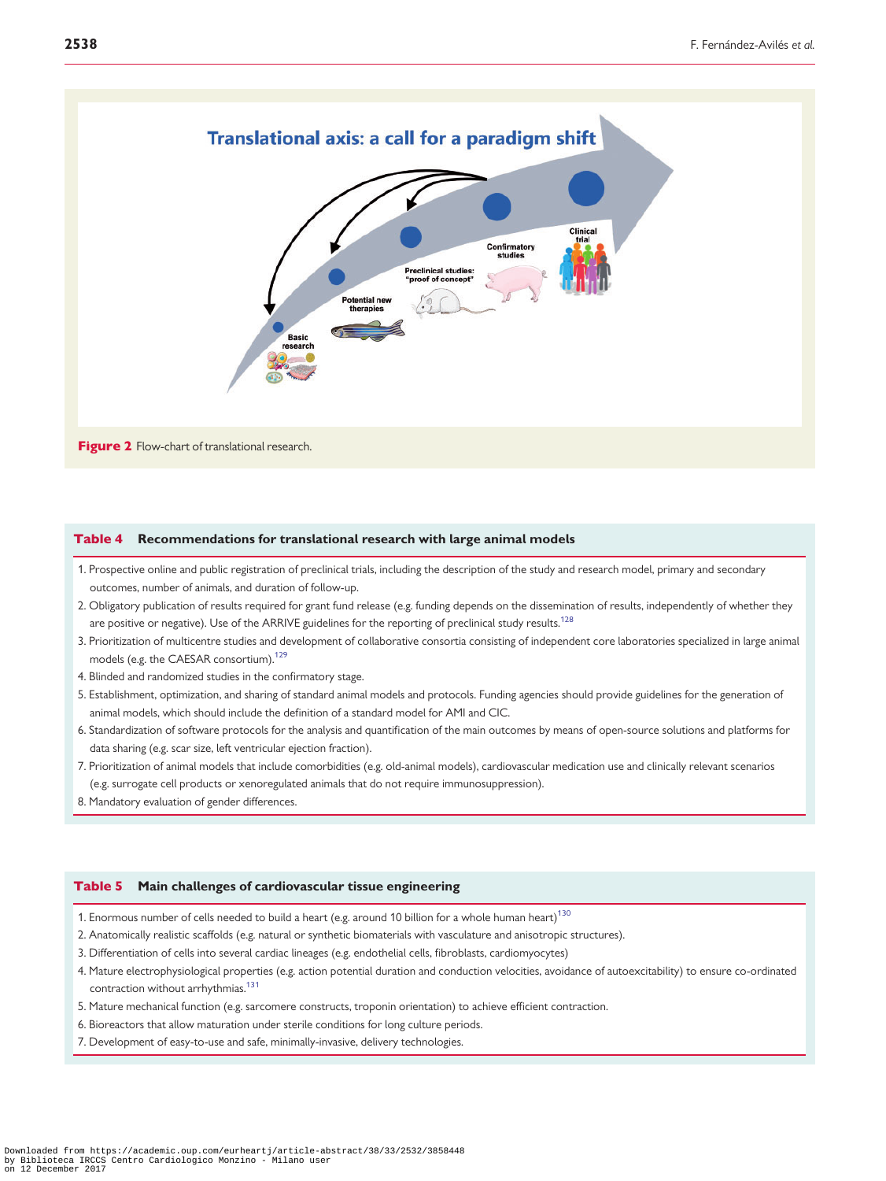**Figure 2** Flow-chart of translational research.

**Table 4 Recommendations for translational research with large animal models**

1. Prospective online and public registration of preclinical trials, including the description of the study and research model, primary and secondary outcomes, number of animals, and duration of follow-up.
2. Obligatory publication of results required for grant fund release (e.g. funding depends on the dissemination of results, independently of whether they are positive or negative). Use of the ARRIVE guidelines for the reporting of preclinical study results.[128]
3. Prioritization of multicentre studies and development of collaborative consortia consisting of independent core laboratories specialized in large animal models (e.g. the CAESAR consortium).[129]
4. Blinded and randomized studies in the confirmatory stage.
5. Establishment, optimization, and sharing of standard animal models and protocols. Funding agencies should provide guidelines for the generation of animal models, which should include the definition of a standard model for AMI and CIC.
6. Standardization of software protocols for the analysis and quantification of the main outcomes by means of open-source solutions and platforms for data sharing (e.g. scar size, left ventricular ejection fraction).
7. Prioritization of animal models that include comorbidities (e.g. old-animal models), cardiovascular medication use and clinically relevant scenarios (e.g. surrogate cell products or xenoregulated animals that do not require immunosuppression).
8. Mandatory evaluation of gender differences.

**Table 5 Main challenges of cardiovascular tissue engineering**

1. Enormous number of cells needed to build a heart (e.g. around 10 billion for a whole human heart)[130]
2. Anatomically realistic scaffolds (e.g. natural or synthetic biomaterials with vasculature and anisotropic structures).
3. Differentiation of cells into several cardiac lineages (e.g. endothelial cells, fibroblasts, cardiomyocytes)
4. Mature electrophysiological properties (e.g. action potential duration and conduction velocities, avoidance of autoexcitability) to ensure co-ordinated contraction without arrhythmias.[131]
5. Mature mechanical function (e.g. sarcomere constructs, troponin orientation) to achieve efficient contraction.
6. Bioreactors that allow maturation under sterile conditions for long culture periods.
7. Development of easy-to-use and safe, minimally-invasive, delivery technologies.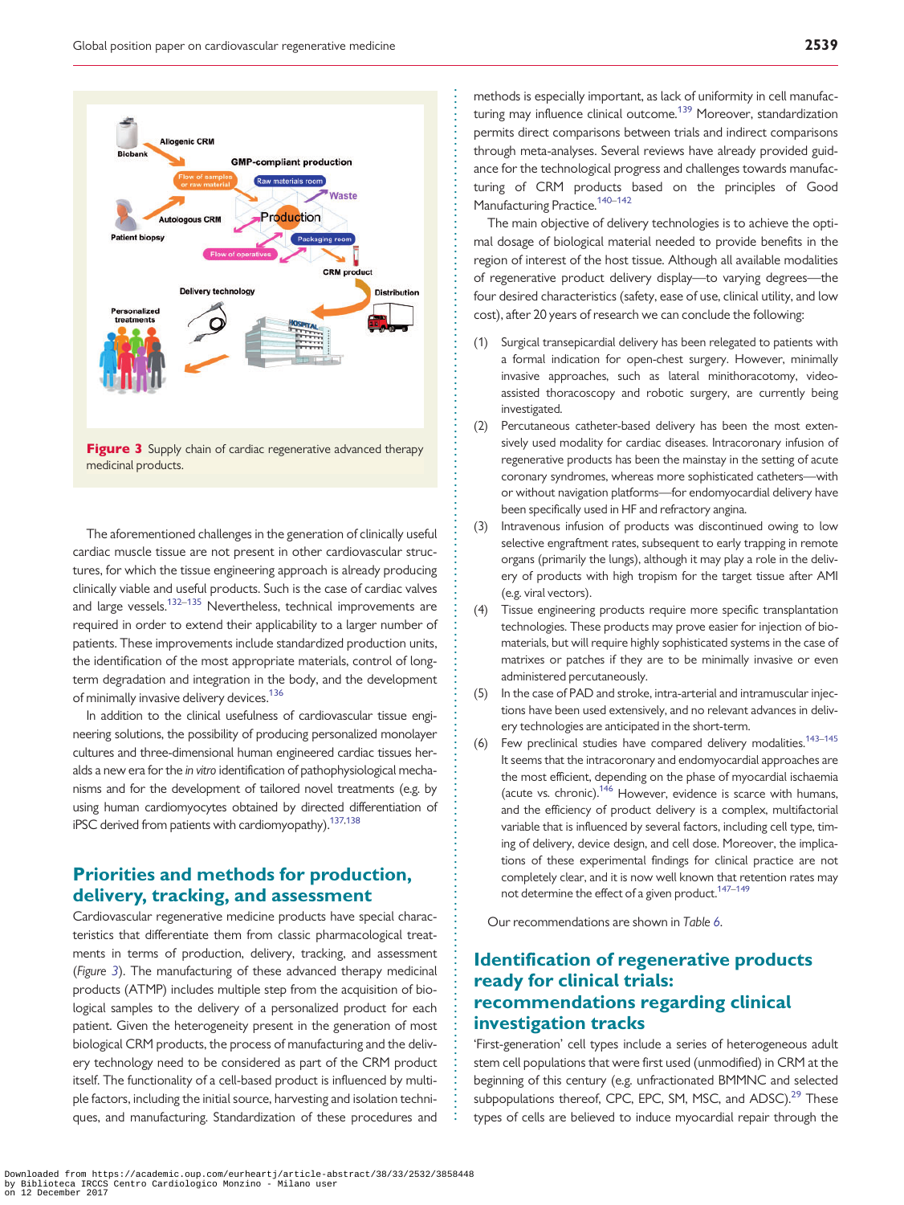Figure 3 Supply chain of cardiac regenerative advanced therapy medicinal products.

The aforementioned challenges in the generation of clinically useful cardiac muscle tissue are not present in other cardiovascular structures, for which the tissue engineering approach is already producing clinically viable and useful products. Such is the case of cardiac valves and large vessels.[132–135] Nevertheless, technical improvements are required in order to extend their applicability to a larger number of patients. These improvements include standardized production units, the identification of the most appropriate materials, control of long-term degradation and integration in the body, and the development of minimally invasive delivery devices.[136]

In addition to the clinical usefulness of cardiovascular tissue engineering solutions, the possibility of producing personalized monolayer cultures and three-dimensional human engineered cardiac tissues heralds a new era for the *in vitro* identification of pathophysiological mechanisms and for the development of tailored novel treatments (e.g. by using human cardiomyocytes obtained by directed differentiation of iPSC derived from patients with cardiomyopathy).[137,138]

## Priorities and methods for production, delivery, tracking, and assessment

Cardiovascular regenerative medicine products have special characteristics that differentiate them from classic pharmacological treatments in terms of production, delivery, tracking, and assessment (*Figure 3*). The manufacturing of these advanced therapy medicinal products (ATMP) includes multiple step from the acquisition of biological samples to the delivery of a personalized product for each patient. Given the heterogeneity present in the generation of most biological CRM products, the process of manufacturing and the delivery technology need to be considered as part of the CRM product itself. The functionality of a cell-based product is influenced by multiple factors, including the initial source, harvesting and isolation techniques, and manufacturing. Standardization of these procedures and methods is especially important, as lack of uniformity in cell manufacturing may influence clinical outcome.[139] Moreover, standardization permits direct comparisons between trials and indirect comparisons through meta-analyses. Several reviews have already provided guidance for the technological progress and challenges towards manufacturing of CRM products based on the principles of Good Manufacturing Practice.[140–142]

The main objective of delivery technologies is to achieve the optimal dosage of biological material needed to provide benefits in the region of interest of the host tissue. Although all available modalities of regenerative product delivery display—to varying degrees—the four desired characteristics (safety, ease of use, clinical utility, and low cost), after 20 years of research we can conclude the following:

1. Surgical transepicardial delivery has been relegated to patients with a formal indication for open-chest surgery. However, minimally invasive approaches, such as lateral minithoracotomy, video-assisted thoracoscopy and robotic surgery, are currently being investigated.
2. Percutaneous catheter-based delivery has been the most extensively used modality for cardiac diseases. Intracoronary infusion of regenerative products has been the mainstay in the setting of acute coronary syndromes, whereas more sophisticated catheters—with or without navigation platforms—for endomyocardial delivery have been specifically used in HF and refractory angina.
3. Intravenous infusion of products was discontinued owing to low selective engraftment rates, subsequent to early trapping in remote organs (primarily the lungs), although it may play a role in the delivery of products with high tropism for the target tissue after AMI (e.g. viral vectors).
4. Tissue engineering products require more specific transplantation technologies. These products may prove easier for injection of biomaterials, but will require highly sophisticated systems in the case of matrixes or patches if they are to be minimally invasive or even administered percutaneously.
5. In the case of PAD and stroke, intra-arterial and intramuscular injections have been used extensively, and no relevant advances in delivery technologies are anticipated in the short-term.
6. Few preclinical studies have compared delivery modalities.[143–145] It seems that the intracoronary and endomyocardial approaches are the most efficient, depending on the phase of myocardial ischaemia (acute vs. chronic).[146] However, evidence is scarce with humans, and the efficiency of product delivery is a complex, multifactorial variable that is influenced by several factors, including cell type, timing of delivery, device design, and cell dose. Moreover, the implications of these experimental findings for clinical practice are not completely clear, and it is now well known that retention rates may not determine the effect of a given product.[147–149]

Our recommendations are shown in *Table 6*.

## Identification of regenerative products ready for clinical trials: recommendations regarding clinical investigation tracks

'First-generation' cell types include a series of heterogeneous adult stem cell populations that were first used (unmodified) in CRM at the beginning of this century (e.g. unfractionated BMMNC and selected subpopulations thereof, CPC, EPC, SM, MSC, and ADSC).[29] These types of cells are believed to induce myocardial repair through the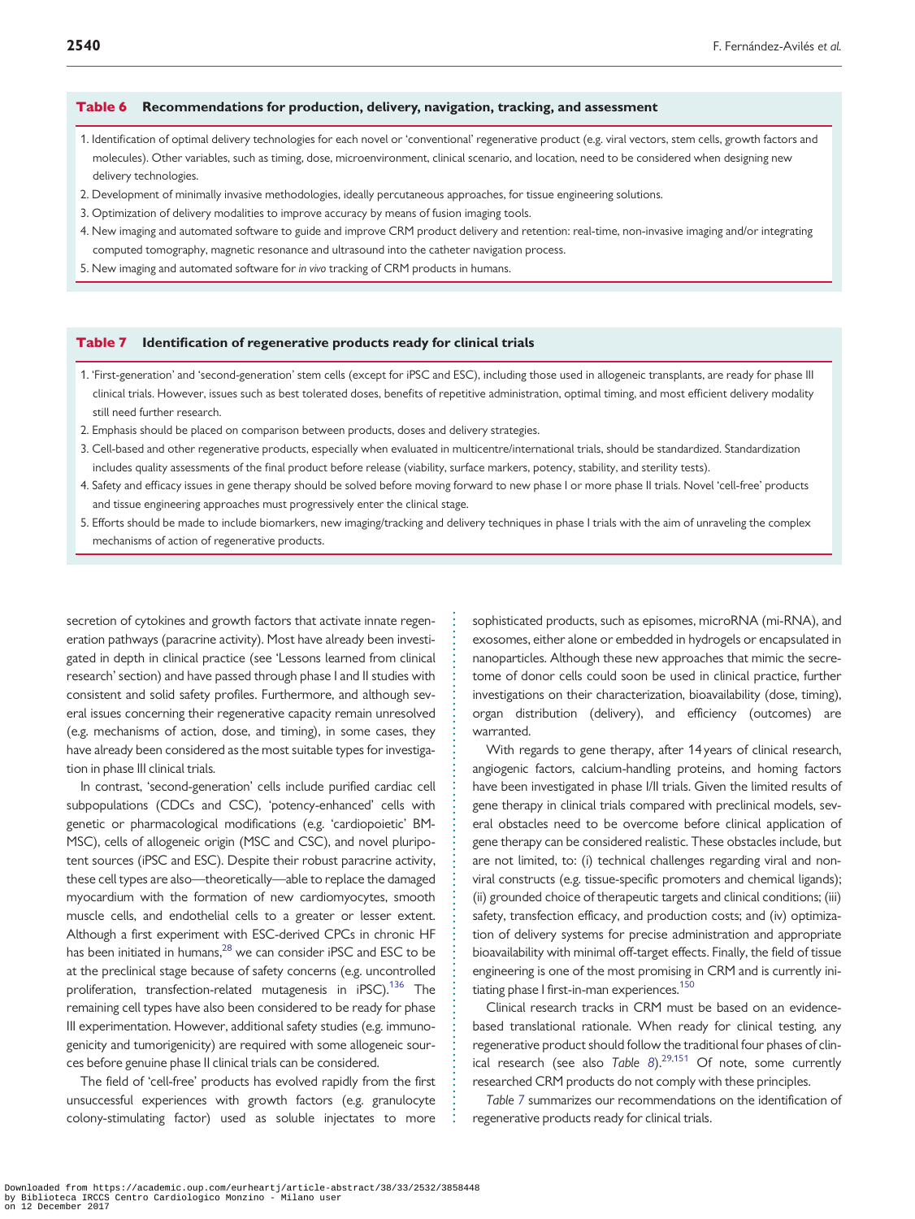**Table 6 Recommendations for production, delivery, navigation, tracking, and assessment**

1. Identification of optimal delivery technologies for each novel or 'conventional' regenerative product (e.g. viral vectors, stem cells, growth factors and molecules). Other variables, such as timing, dose, microenvironment, clinical scenario, and location, need to be considered when designing new delivery technologies.
2. Development of minimally invasive methodologies, ideally percutaneous approaches, for tissue engineering solutions.
3. Optimization of delivery modalities to improve accuracy by means of fusion imaging tools.
4. New imaging and automated software to guide and improve CRM product delivery and retention: real-time, non-invasive imaging and/or integrating computed tomography, magnetic resonance and ultrasound into the catheter navigation process.
5. New imaging and automated software for *in vivo* tracking of CRM products in humans.

**Table 7 Identification of regenerative products ready for clinical trials**

1. 'First-generation' and 'second-generation' stem cells (except for iPSC and ESC), including those used in allogeneic transplants, are ready for phase III clinical trials. However, issues such as best tolerated doses, benefits of repetitive administration, optimal timing, and most efficient delivery modality still need further research.
2. Emphasis should be placed on comparison between products, doses and delivery strategies.
3. Cell-based and other regenerative products, especially when evaluated in multicentre/international trials, should be standardized. Standardization includes quality assessments of the final product before release (viability, surface markers, potency, stability, and sterility tests).
4. Safety and efficacy issues in gene therapy should be solved before moving forward to new phase I or more phase II trials. Novel 'cell-free' products and tissue engineering approaches must progressively enter the clinical stage.
5. Efforts should be made to include biomarkers, new imaging/tracking and delivery techniques in phase I trials with the aim of unraveling the complex mechanisms of action of regenerative products.

secretion of cytokines and growth factors that activate innate regeneration pathways (paracrine activity). Most have already been investigated in depth in clinical practice (see 'Lessons learned from clinical research' section) and have passed through phase I and II studies with consistent and solid safety profiles. Furthermore, and although several issues concerning their regenerative capacity remain unresolved (e.g. mechanisms of action, dose, and timing), in some cases, they have already been considered as the most suitable types for investigation in phase III clinical trials.

In contrast, 'second-generation' cells include purified cardiac cell subpopulations (CDCs and CSC), 'potency-enhanced' cells with genetic or pharmacological modifications (e.g. 'cardiopoietic' BM-MSC), cells of allogeneic origin (MSC and CSC), and novel pluripotent sources (iPSC and ESC). Despite their robust paracrine activity, these cell types are also—theoretically—able to replace the damaged myocardium with the formation of new cardiomyocytes, smooth muscle cells, and endothelial cells to a greater or lesser extent. Although a first experiment with ESC-derived CPCs in chronic HF has been initiated in humans,[28] we can consider iPSC and ESC to be at the preclinical stage because of safety concerns (e.g. uncontrolled proliferation, transfection-related mutagenesis in iPSC).[136] The remaining cell types have also been considered to be ready for phase III experimentation. However, additional safety studies (e.g. immunogenicity and tumorigenicity) are required with some allogeneic sources before genuine phase II clinical trials can be considered.

The field of 'cell-free' products has evolved rapidly from the first unsuccessful experiences with growth factors (e.g. granulocyte colony-stimulating factor) used as soluble injectates to more sophisticated products, such as episomes, microRNA (mi-RNA), and exosomes, either alone or embedded in hydrogels or encapsulated in nanoparticles. Although these new approaches that mimic the secretome of donor cells could soon be used in clinical practice, further investigations on their characterization, bioavailability (dose, timing), organ distribution (delivery), and efficiency (outcomes) are warranted.

With regards to gene therapy, after 14 years of clinical research, angiogenic factors, calcium-handling proteins, and homing factors have been investigated in phase I/II trials. Given the limited results of gene therapy in clinical trials compared with preclinical models, several obstacles need to be overcome before clinical application of gene therapy can be considered realistic. These obstacles include, but are not limited, to: (i) technical challenges regarding viral and non-viral constructs (e.g. tissue-specific promoters and chemical ligands); (ii) grounded choice of therapeutic targets and clinical conditions; (iii) safety, transfection efficacy, and production costs; and (iv) optimization of delivery systems for precise administration and appropriate bioavailability with minimal off-target effects. Finally, the field of tissue engineering is one of the most promising in CRM and is currently initiating phase I first-in-man experiences.[150]

Clinical research tracks in CRM must be based on an evidence-based translational rationale. When ready for clinical testing, any regenerative product should follow the traditional four phases of clinical research (see also *Table 8*).[29,151] Of note, some currently researched CRM products do not comply with these principles.

*Table 7* summarizes our recommendations on the identification of regenerative products ready for clinical trials.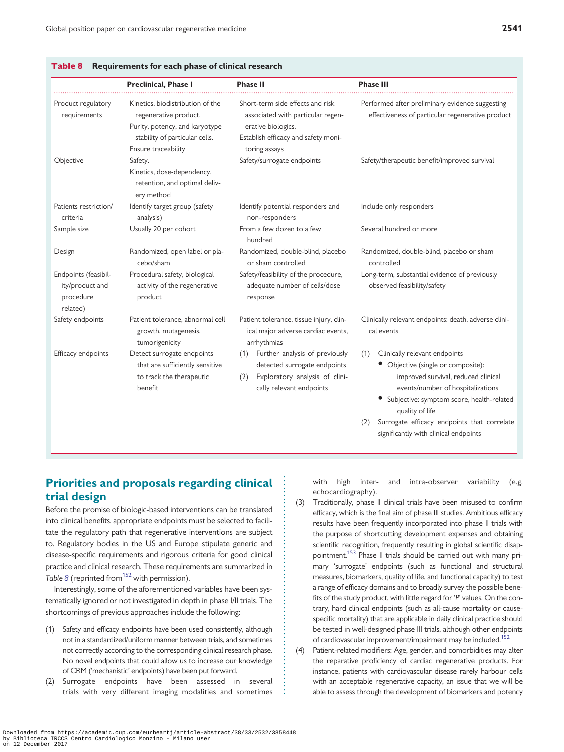**Table 8 Requirements for each phase of clinical research**

| | Preclinical, Phase I | Phase II | Phase III |
|---|---|---|---|
| Product regulatory requirements | Kinetics, biodistribution of the regenerative product. Purity, potency, and karyotype stability of particular cells. Ensure traceability | Short-term side effects and risk associated with particular regenerative biologics. Establish efficacy and safety monitoring assays | Performed after preliminary evidence suggesting effectiveness of particular regenerative product |
| Objective | Safety. Kinetics, dose-dependency, retention, and optimal delivery method | Safety/surrogate endpoints | Safety/therapeutic benefit/improved survival |
| Patients restriction/criteria | Identify target group (safety analysis) | Identify potential responders and non-responders | Include only responders |
| Sample size | Usually 20 per cohort | From a few dozen to a few hundred | Several hundred or more |
| Design | Randomized, open label or placebo/sham | Randomized, double-blind, placebo or sham controlled | Randomized, double-blind, placebo or sham controlled |
| Endpoints (feasibility/product and procedure related) | Procedural safety, biological activity of the regenerative product | Safety/feasibility of the procedure, adequate number of cells/dose response | Long-term, substantial evidence of previously observed feasibility/safety |
| Safety endpoints | Patient tolerance, abnormal cell growth, mutagenesis, tumorigenicity | Patient tolerance, tissue injury, clinical major adverse cardiac events, arrhythmias | Clinically relevant endpoints: death, adverse clinical events |
| Efficacy endpoints | Detect surrogate endpoints that are sufficiently sensitive to track the therapeutic benefit | (1) Further analysis of previously detected surrogate endpoints (2) Exploratory analysis of clinically relevant endpoints | (1) Clinically relevant endpoints • Objective (single or composite): improved survival, reduced clinical events/number of hospitalizations • Subjective: symptom score, health-related quality of life (2) Surrogate efficacy endpoints that correlate significantly with clinical endpoints |

## Priorities and proposals regarding clinical trial design

Before the promise of biologic-based interventions can be translated into clinical benefits, appropriate endpoints must be selected to facilitate the regulatory path that regenerative interventions are subject to. Regulatory bodies in the US and Europe stipulate generic and disease-specific requirements and rigorous criteria for good clinical practice and clinical research. These requirements are summarized in *Table 8* (reprinted from[152] with permission).

Interestingly, some of the aforementioned variables have been systematically ignored or not investigated in depth in phase I/II trials. The shortcomings of previous approaches include the following:

(1) Safety and efficacy endpoints have been used consistently, although not in a standardized/uniform manner between trials, and sometimes not correctly according to the corresponding clinical research phase. No novel endpoints that could allow us to increase our knowledge of CRM ('mechanistic' endpoints) have been put forward.

(2) Surrogate endpoints have been assessed in several trials with very different imaging modalities and sometimes with high inter- and intra-observer variability (e.g. echocardiography).

(3) Traditionally, phase II clinical trials have been misused to confirm efficacy, which is the final aim of phase III studies. Ambitious efficacy results have been frequently incorporated into phase II trials with the purpose of shortcutting development expenses and obtaining scientific recognition, frequently resulting in global scientific disappointment.[153] Phase II trials should be carried out with many primary 'surrogate' endpoints (such as functional and structural measures, biomarkers, quality of life, and functional capacity) to test a range of efficacy domains and to broadly survey the possible benefits of the study product, with little regard for '*P*' values. On the contrary, hard clinical endpoints (such as all-cause mortality or cause-specific mortality) that are applicable in daily clinical practice should be tested in well-designed phase III trials, although other endpoints of cardiovascular improvement/impairment may be included.[152]

(4) Patient-related modifiers: Age, gender, and comorbidities may alter the reparative proficiency of cardiac regenerative products. For instance, patients with cardiovascular disease rarely harbour cells with an acceptable regenerative capacity, an issue that we will be able to assess through the development of biomarkers and potency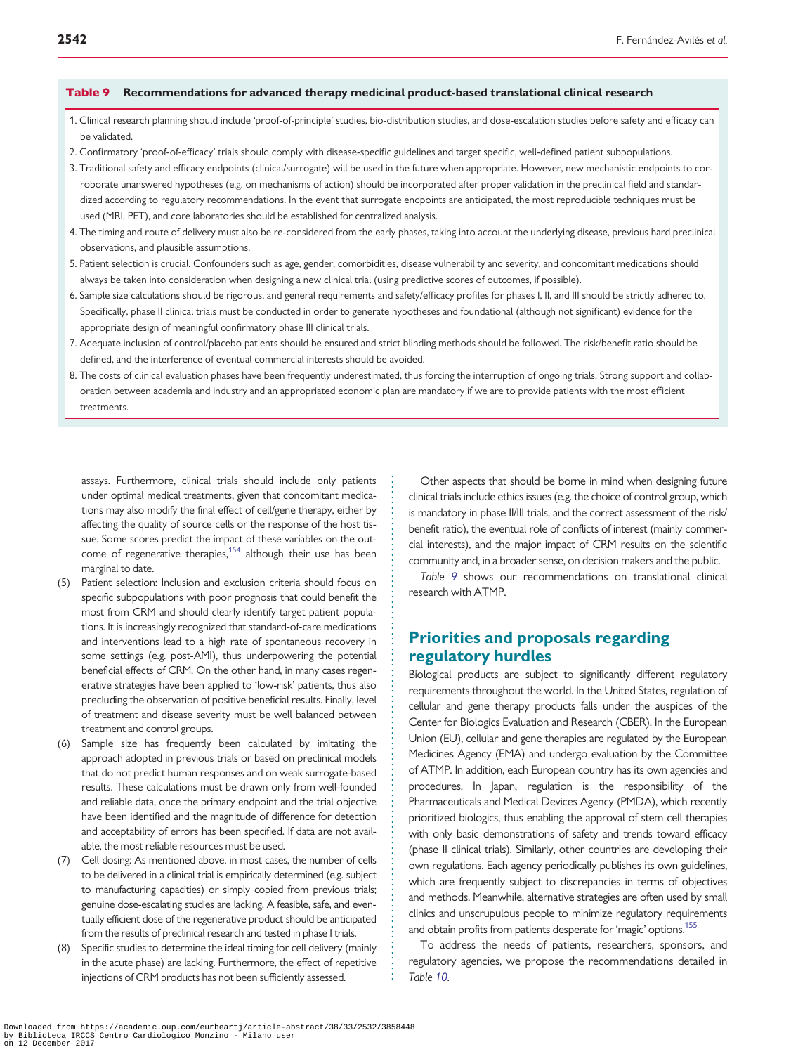**Table 9 Recommendations for advanced therapy medicinal product-based translational clinical research**

1. Clinical research planning should include 'proof-of-principle' studies, bio-distribution studies, and dose-escalation studies before safety and efficacy can be validated.
2. Confirmatory 'proof-of-efficacy' trials should comply with disease-specific guidelines and target specific, well-defined patient subpopulations.
3. Traditional safety and efficacy endpoints (clinical/surrogate) will be used in the future when appropriate. However, new mechanistic endpoints to corroborate unanswered hypotheses (e.g. on mechanisms of action) should be incorporated after proper validation in the preclinical field and standardized according to regulatory recommendations. In the event that surrogate endpoints are anticipated, the most reproducible techniques must be used (MRI, PET), and core laboratories should be established for centralized analysis.
4. The timing and route of delivery must also be re-considered from the early phases, taking into account the underlying disease, previous hard preclinical observations, and plausible assumptions.
5. Patient selection is crucial. Confounders such as age, gender, comorbidities, disease vulnerability and severity, and concomitant medications should always be taken into consideration when designing a new clinical trial (using predictive scores of outcomes, if possible).
6. Sample size calculations should be rigorous, and general requirements and safety/efficacy profiles for phases I, II, and III should be strictly adhered to. Specifically, phase II clinical trials must be conducted in order to generate hypotheses and foundational (although not significant) evidence for the appropriate design of meaningful confirmatory phase III clinical trials.
7. Adequate inclusion of control/placebo patients should be ensured and strict blinding methods should be followed. The risk/benefit ratio should be defined, and the interference of eventual commercial interests should be avoided.
8. The costs of clinical evaluation phases have been frequently underestimated, thus forcing the interruption of ongoing trials. Strong support and collaboration between academia and industry and an appropriated economic plan are mandatory if we are to provide patients with the most efficient treatments.

assays. Furthermore, clinical trials should include only patients under optimal medical treatments, given that concomitant medications may also modify the final effect of cell/gene therapy, either by affecting the quality of source cells or the response of the host tissue. Some scores predict the impact of these variables on the outcome of regenerative therapies,[154] although their use has been marginal to date.

(5) Patient selection: Inclusion and exclusion criteria should focus on specific subpopulations with poor prognosis that could benefit the most from CRM and should clearly identify target patient populations. It is increasingly recognized that standard-of-care medications and interventions lead to a high rate of spontaneous recovery in some settings (e.g. post-AMI), thus underpowering the potential beneficial effects of CRM. On the other hand, in many cases regenerative strategies have been applied to 'low-risk' patients, thus also precluding the observation of positive beneficial results. Finally, level of treatment and disease severity must be well balanced between treatment and control groups.

(6) Sample size has frequently been calculated by imitating the approach adopted in previous trials or based on preclinical models that do not predict human responses and on weak surrogate-based results. These calculations must be drawn only from well-founded and reliable data, once the primary endpoint and the trial objective have been identified and the magnitude of difference for detection and acceptability of errors has been specified. If data are not available, the most reliable resources must be used.

(7) Cell dosing: As mentioned above, in most cases, the number of cells to be delivered in a clinical trial is empirically determined (e.g. subject to manufacturing capacities) or simply copied from previous trials; genuine dose-escalating studies are lacking. A feasible, safe, and eventually efficient dose of the regenerative product should be anticipated from the results of preclinical research and tested in phase I trials.

(8) Specific studies to determine the ideal timing for cell delivery (mainly in the acute phase) are lacking. Furthermore, the effect of repetitive injections of CRM products has not been sufficiently assessed.

Other aspects that should be borne in mind when designing future clinical trials include ethics issues (e.g. the choice of control group, which is mandatory in phase II/III trials, and the correct assessment of the risk/benefit ratio), the eventual role of conflicts of interest (mainly commercial interests), and the major impact of CRM results on the scientific community and, in a broader sense, on decision makers and the public.

*Table 9* shows our recommendations on translational clinical research with ATMP.

## Priorities and proposals regarding regulatory hurdles

Biological products are subject to significantly different regulatory requirements throughout the world. In the United States, regulation of cellular and gene therapy products falls under the auspices of the Center for Biologics Evaluation and Research (CBER). In the European Union (EU), cellular and gene therapies are regulated by the European Medicines Agency (EMA) and undergo evaluation by the Committee of ATMP. In addition, each European country has its own agencies and procedures. In Japan, regulation is the responsibility of the Pharmaceuticals and Medical Devices Agency (PMDA), which recently prioritized biologics, thus enabling the approval of stem cell therapies with only basic demonstrations of safety and trends toward efficacy (phase II clinical trials). Similarly, other countries are developing their own regulations. Each agency periodically publishes its own guidelines, which are frequently subject to discrepancies in terms of objectives and methods. Meanwhile, alternative strategies are often used by small clinics and unscrupulous people to minimize regulatory requirements and obtain profits from patients desperate for 'magic' options.[155]

To address the needs of patients, researchers, sponsors, and regulatory agencies, we propose the recommendations detailed in *Table 10*.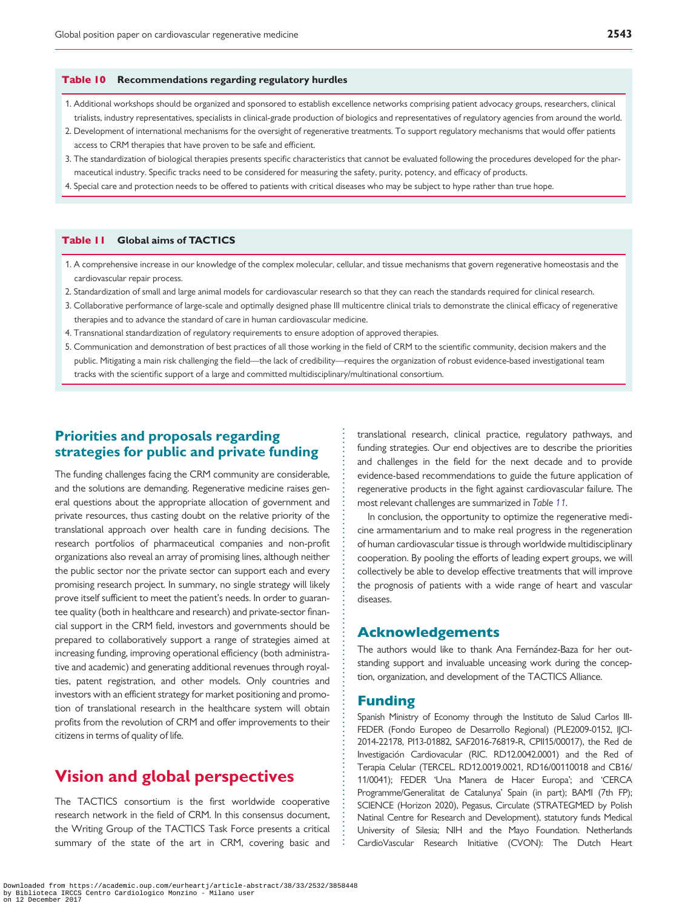**Table 10 Recommendations regarding regulatory hurdles**

1. Additional workshops should be organized and sponsored to establish excellence networks comprising patient advocacy groups, researchers, clinical trialists, industry representatives, specialists in clinical-grade production of biologics and representatives of regulatory agencies from around the world.
2. Development of international mechanisms for the oversight of regenerative treatments. To support regulatory mechanisms that would offer patients access to CRM therapies that have proven to be safe and efficient.
3. The standardization of biological therapies presents specific characteristics that cannot be evaluated following the procedures developed for the pharmaceutical industry. Specific tracks need to be considered for measuring the safety, purity, potency, and efficacy of products.
4. Special care and protection needs to be offered to patients with critical diseases who may be subject to hype rather than true hope.

**Table 11 Global aims of TACTICS**

1. A comprehensive increase in our knowledge of the complex molecular, cellular, and tissue mechanisms that govern regenerative homeostasis and the cardiovascular repair process.
2. Standardization of small and large animal models for cardiovascular research so that they can reach the standards required for clinical research.
3. Collaborative performance of large-scale and optimally designed phase III multicentre clinical trials to demonstrate the clinical efficacy of regenerative therapies and to advance the standard of care in human cardiovascular medicine.
4. Transnational standardization of regulatory requirements to ensure adoption of approved therapies.
5. Communication and demonstration of best practices of all those working in the field of CRM to the scientific community, decision makers and the public. Mitigating a main risk challenging the field—the lack of credibility—requires the organization of robust evidence-based investigational team tracks with the scientific support of a large and committed multidisciplinary/multinational consortium.

## Priorities and proposals regarding strategies for public and private funding

The funding challenges facing the CRM community are considerable, and the solutions are demanding. Regenerative medicine raises general questions about the appropriate allocation of government and private resources, thus casting doubt on the relative priority of the translational approach over health care in funding decisions. The research portfolios of pharmaceutical companies and non-profit organizations also reveal an array of promising lines, although neither the public sector nor the private sector can support each and every promising research project. In summary, no single strategy will likely prove itself sufficient to meet the patient's needs. In order to guarantee quality (both in healthcare and research) and private-sector financial support in the CRM field, investors and governments should be prepared to collaboratively support a range of strategies aimed at increasing funding, improving operational efficiency (both administrative and academic) and generating additional revenues through royalties, patent registration, and other models. Only countries and investors with an efficient strategy for market positioning and promotion of translational research in the healthcare system will obtain profits from the revolution of CRM and offer improvements to their citizens in terms of quality of life.

# Vision and global perspectives

The TACTICS consortium is the first worldwide cooperative research network in the field of CRM. In this consensus document, the Writing Group of the TACTICS Task Force presents a critical summary of the state of the art in CRM, covering basic and translational research, clinical practice, regulatory pathways, and funding strategies. Our end objectives are to describe the priorities and challenges in the field for the next decade and to provide evidence-based recommendations to guide the future application of regenerative products in the fight against cardiovascular failure. The most relevant challenges are summarized in *Table 11*.

In conclusion, the opportunity to optimize the regenerative medicine armamentarium and to make real progress in the regeneration of human cardiovascular tissue is through worldwide multidisciplinary cooperation. By pooling the efforts of leading expert groups, we will collectively be able to develop effective treatments that will improve the prognosis of patients with a wide range of heart and vascular diseases.

## Acknowledgements

The authors would like to thank Ana Fernández-Baza for her outstanding support and invaluable unceasing work during the conception, organization, and development of the TACTICS Alliance.

## Funding

Spanish Ministry of Economy through the Instituto de Salud Carlos III-FEDER (Fondo Europeo de Desarrollo Regional) (PLE2009-0152, IJCI-2014-22178, PI13-01882, SAF2016-76819-R, CPII15/00017), the Red de Investigación Cardiovacular (RIC. RD12.0042.0001) and the Red of Terapia Celular (TERCEL. RD12.0019.0021, RD16/00110018 and CB16/11/0041); FEDER 'Una Manera de Hacer Europa'; and 'CERCA Programme/Generalitat de Catalunya' Spain (in part); BAMI (7th FP); SCIENCE (Horizon 2020), Pegasus, Circulate (STRATEGMED by Polish Natinal Centre for Research and Development), statutory funds Medical University of Silesia; NIH and the Mayo Foundation. Netherlands CardioVascular Research Initiative (CVON): The Dutch Heart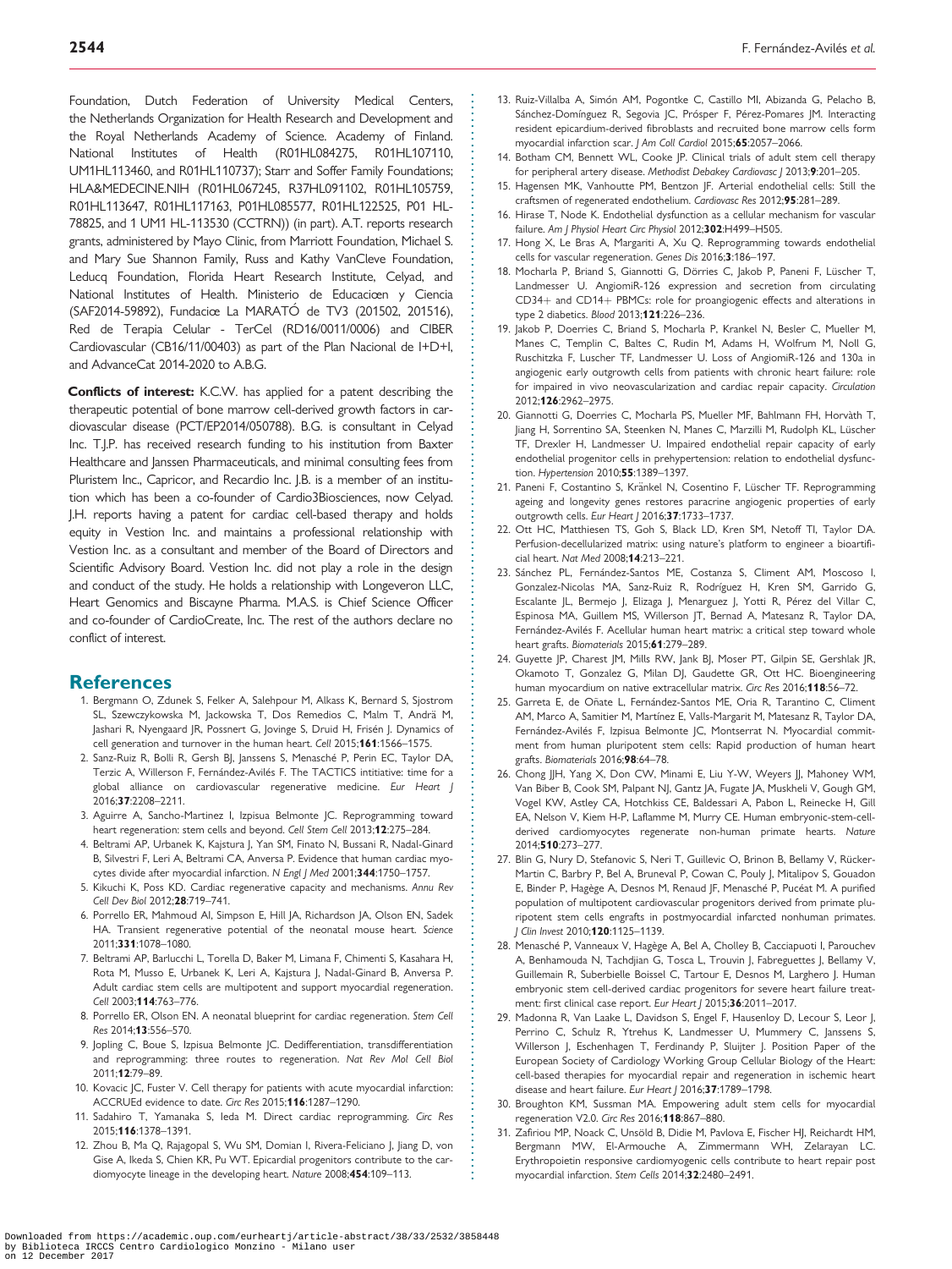Foundation, Dutch Federation of University Medical Centers, the Netherlands Organization for Health Research and Development and the Royal Netherlands Academy of Science. Academy of Finland. National Institutes of Health (R01HL084275, R01HL107110, UM1HL113460, and R01HL110737); Starr and Soffer Family Foundations; HLA&MEDECINE.NIH (R01HL067245, R37HL091102, R01HL105759, R01HL113647, R01HL117163, P01HL085577, R01HL122525, P01 HL-78825, and 1 UM1 HL-113530 (CCTRN)) (in part). A.T. reports research grants, administered by Mayo Clinic, from Marriott Foundation, Michael S. and Mary Sue Shannon Family, Russ and Kathy VanCleve Foundation, Leducq Foundation, Florida Heart Research Institute, Celyad, and National Institutes of Health. Ministerio de Educacıœn y Ciencia (SAF2014-59892), Fundacıœ La MARATÓ de TV3 (201502, 201516), Red de Terapia Celular - TerCel (RD16/0011/0006) and CIBER Cardiovascular (CB16/11/00403) as part of the Plan Nacional de I+D+I, and AdvanceCat 2014-2020 to A.B.G.

**Conflicts of interest:** K.C.W. has applied for a patent describing the therapeutic potential of bone marrow cell-derived growth factors in cardiovascular disease (PCT/EP2014/050788). B.G. is consultant in Celyad Inc. T.J.P. has received research funding to his institution from Baxter Healthcare and Janssen Pharmaceuticals, and minimal consulting fees from Pluristem Inc., Capricor, and Recardio Inc. J.B. is a member of an institution which has been a co-founder of Cardio3Biosciences, now Celyad. J.H. reports having a patent for cardiac cell-based therapy and holds equity in Vestion Inc. and maintains a professional relationship with Vestion Inc. as a consultant and member of the Board of Directors and Scientific Advisory Board. Vestion Inc. did not play a role in the design and conduct of the study. He holds a relationship with Longeveron LLC, Heart Genomics and Biscayne Pharma. M.A.S. is Chief Science Officer and co-founder of CardioCreate, Inc. The rest of the authors declare no conflict of interest.

## References

1. Bergmann O, Zdunek S, Felker A, Salehpour M, Alkass K, Bernard S, Sjostrom SL, Szewczykowska M, Jackowska T, Dos Remedios C, Malm T, Andrä M, Jashari R, Nyengaard JR, Possnert G, Jovinge S, Druid H, Frisén J. Dynamics of cell generation and turnover in the human heart. *Cell* 2015;**161**:1566–1575.
2. Sanz-Ruiz R, Bolli R, Gersh BJ, Janssens S, Menasché P, Perin EC, Taylor DA, Terzic A, Willerson F, Fernández-Avilés F. The TACTICS intitiative: time for a global alliance on cardiovascular regenerative medicine. *Eur Heart J* 2016;**37**:2208–2211.
3. Aguirre A, Sancho-Martinez I, Izpisua Belmonte JC. Reprogramming toward heart regeneration: stem cells and beyond. *Cell Stem Cell* 2013;**12**:275–284.
4. Beltrami AP, Urbanek K, Kajstura J, Yan SM, Finato N, Bussani R, Nadal-Ginard B, Silvestri F, Leri A, Beltrami CA, Anversa P. Evidence that human cardiac myocytes divide after myocardial infarction. *N Engl J Med* 2001;**344**:1750–1757.
5. Kikuchi K, Poss KD. Cardiac regenerative capacity and mechanisms. *Annu Rev Cell Dev Biol* 2012;**28**:719–741.
6. Porrello ER, Mahmoud AI, Simpson E, Hill JA, Richardson JA, Olson EN, Sadek HA. Transient regenerative potential of the neonatal mouse heart. *Science* 2011;**331**:1078–1080.
7. Beltrami AP, Barlucchi L, Torella D, Baker M, Limana F, Chimenti S, Kasahara H, Rota M, Musso E, Urbanek K, Leri A, Kajstura J, Nadal-Ginard B, Anversa P. Adult cardiac stem cells are multipotent and support myocardial regeneration. *Cell* 2003;**114**:763–776.
8. Porrello ER, Olson EN. A neonatal blueprint for cardiac regeneration. *Stem Cell Res* 2014;**13**:556–570.
9. Jopling C, Boue S, Izpisua Belmonte JC. Dedifferentiation, transdifferentiation and reprogramming: three routes to regeneration. *Nat Rev Mol Cell Biol* 2011;**12**:79–89.
10. Kovacic JC, Fuster V. Cell therapy for patients with acute myocardial infarction: ACCRUEd evidence to date. *Circ Res* 2015;**116**:1287–1290.
11. Sadahiro T, Yamanaka S, Ieda M. Direct cardiac reprogramming. *Circ Res* 2015;**116**:1378–1391.
12. Zhou B, Ma Q, Rajagopal S, Wu SM, Domian I, Rivera-Feliciano J, Jiang D, von Gise A, Ikeda S, Chien KR, Pu WT. Epicardial progenitors contribute to the cardiomyocyte lineage in the developing heart. *Nature* 2008;**454**:109–113.
13. Ruiz-Villalba A, Simón AM, Pogontke C, Castillo MI, Abizanda G, Pelacho B, Sánchez-Domínguez R, Segovia JC, Prósper F, Pérez-Pomares JM. Interacting resident epicardium-derived fibroblasts and recruited bone marrow cells form myocardial infarction scar. *J Am Coll Cardiol* 2015;**65**:2057–2066.
14. Botham CM, Bennett WL, Cooke JP. Clinical trials of adult stem cell therapy for peripheral artery disease. *Methodist Debakey Cardiovasc J* 2013;**9**:201–205.
15. Hagensen MK, Vanhoutte PM, Bentzon JF. Arterial endothelial cells: Still the craftsmen of regenerated endothelium. *Cardiovasc Res* 2012;**95**:281–289.
16. Hirase T, Node K. Endothelial dysfunction as a cellular mechanism for vascular failure. *Am J Physiol Heart Circ Physiol* 2012;**302**:H499–H505.
17. Hong X, Le Bras A, Margariti A, Xu Q. Reprogramming towards endothelial cells for vascular regeneration. *Genes Dis* 2016;**3**:186–197.
18. Mocharla P, Briand S, Giannotti G, Dörries C, Jakob P, Paneni F, Lüscher T, Landmesser U. AngiomiR-126 expression and secretion from circulating CD34+ and CD14+ PBMCs: role for proangiogenic effects and alterations in type 2 diabetics. *Blood* 2013;**121**:226–236.
19. Jakob P, Doerries C, Briand S, Mocharla P, Krankel N, Besler C, Mueller M, Manes C, Templin C, Baltes C, Rudin M, Adams H, Wolfrum M, Noll G, Ruschitzka F, Luscher TF, Landmesser U. Loss of AngiomiR-126 and 130a in angiogenic early outgrowth cells from patients with chronic heart failure: role for impaired in vivo neovascularization and cardiac repair capacity. *Circulation* 2012;**126**:2962–2975.
20. Giannotti G, Doerries C, Mocharla PS, Mueller MF, Bahlmann FH, Horvàth T, Jiang H, Sorrentino SA, Steenken N, Manes C, Marzilli M, Rudolph KL, Lüscher TF, Drexler H, Landmesser U. Impaired endothelial repair capacity of early endothelial progenitor cells in prehypertension: relation to endothelial dysfunction. *Hypertension* 2010;**55**:1389–1397.
21. Paneni F, Costantino S, Kränkel N, Cosentino F, Lüscher TF. Reprogramming ageing and longevity genes restores paracrine angiogenic properties of early outgrowth cells. *Eur Heart J* 2016;**37**:1733–1737.
22. Ott HC, Matthiesen TS, Goh S, Black LD, Kren SM, Netoff TI, Taylor DA. Perfusion-decellularized matrix: using nature's platform to engineer a bioartificial heart. *Nat Med* 2008;**14**:213–221.
23. Sánchez PL, Fernández-Santos ME, Costanza S, Climent AM, Moscoso I, Gonzalez-Nicolas MA, Sanz-Ruiz R, Rodríguez H, Kren SM, Garrido G, Escalante JL, Bermejo J, Elizaga J, Menarguez J, Yotti R, Pérez del Villar C, Espinosa MA, Guillem MS, Willerson JT, Bernad A, Matesanz R, Taylor DA, Fernández-Avilés F. Acellular human heart matrix: a critical step toward whole heart grafts. *Biomaterials* 2015;**61**:279–289.
24. Guyette JP, Charest JM, Mills RW, Jank BJ, Moser PT, Gilpin SE, Gershlak JR, Okamoto T, Gonzalez G, Milan DJ, Gaudette GR, Ott HC. Bioengineering human myocardium on native extracellular matrix. *Circ Res* 2016;**118**:56–72.
25. Garreta E, de Oñate L, Fernández-Santos ME, Oria R, Tarantino C, Climent AM, Marco A, Samitier M, Martínez E, Valls-Margarit M, Matesanz R, Taylor DA, Fernández-Avilés F, Izpisua Belmonte JC, Montserrat N. Myocardial commitment from human pluripotent stem cells: Rapid production of human heart grafts. *Biomaterials* 2016;**98**:64–78.
26. Chong JJH, Yang X, Don CW, Minami E, Liu Y-W, Weyers JJ, Mahoney WM, Van Biber B, Cook SM, Palpant NJ, Gantz JA, Fugate JA, Muskheli V, Gough GM, Vogel KW, Astley CA, Hotchkiss CE, Baldessari A, Pabon L, Reinecke H, Gill EA, Nelson V, Kiem H-P, Laflamme M, Murry CE. Human embryonic-stem-cell-derived cardiomyocytes regenerate non-human primate hearts. *Nature* 2014;**510**:273–277.
27. Blin G, Nury D, Stefanovic S, Neri T, Guillevic O, Brinon B, Bellamy V, Rücker-Martin C, Barbry P, Bel A, Bruneval P, Cowan C, Pouly J, Mitalipov S, Gouadon E, Binder P, Hagège A, Desnos M, Renaud JF, Menasché P, Pucéat M. A purified population of multipotent cardiovascular progenitors derived from primate pluripotent stem cells engrafts in postmyocardial infarcted nonhuman primates. *J Clin Invest* 2010;**120**:1125–1139.
28. Menasché P, Vanneaux V, Hagège A, Bel A, Cholley B, Cacciapuoti I, Parouchev A, Benhamouda N, Tachdjian G, Tosca L, Trouvin J, Fabreguettes J, Bellamy V, Guillemain R, Suberbielle Boissel C, Tartour E, Desnos M, Larghero J. Human embryonic stem cell-derived cardiac progenitors for severe heart failure treatment: first clinical case report. *Eur Heart J* 2015;**36**:2011–2017.
29. Madonna R, Van Laake L, Davidson S, Engel F, Hausenloy D, Lecour S, Leor J, Perrino C, Schulz R, Ytrehus K, Landmesser U, Mummery C, Janssens S, Willerson J, Eschenhagen T, Ferdinandy P, Sluijter J. Position Paper of the European Society of Cardiology Working Group Cellular Biology of the Heart: cell-based therapies for myocardial repair and regeneration in ischemic heart disease and heart failure. *Eur Heart J* 2016;**37**:1789–1798.
30. Broughton KM, Sussman MA. Empowering adult stem cells for myocardial regeneration V2.0. *Circ Res* 2016;**118**:867–880.
31. Zafiriou MP, Noack C, Unsöld B, Didie M, Pavlova E, Fischer HJ, Reichardt HM, Bergmann MW, El-Armouche A, Zimmermann WH, Zelarayan LC. Erythropoietin responsive cardiomyogenic cells contribute to heart repair post myocardial infarction. *Stem Cells* 2014;**32**:2480–2491.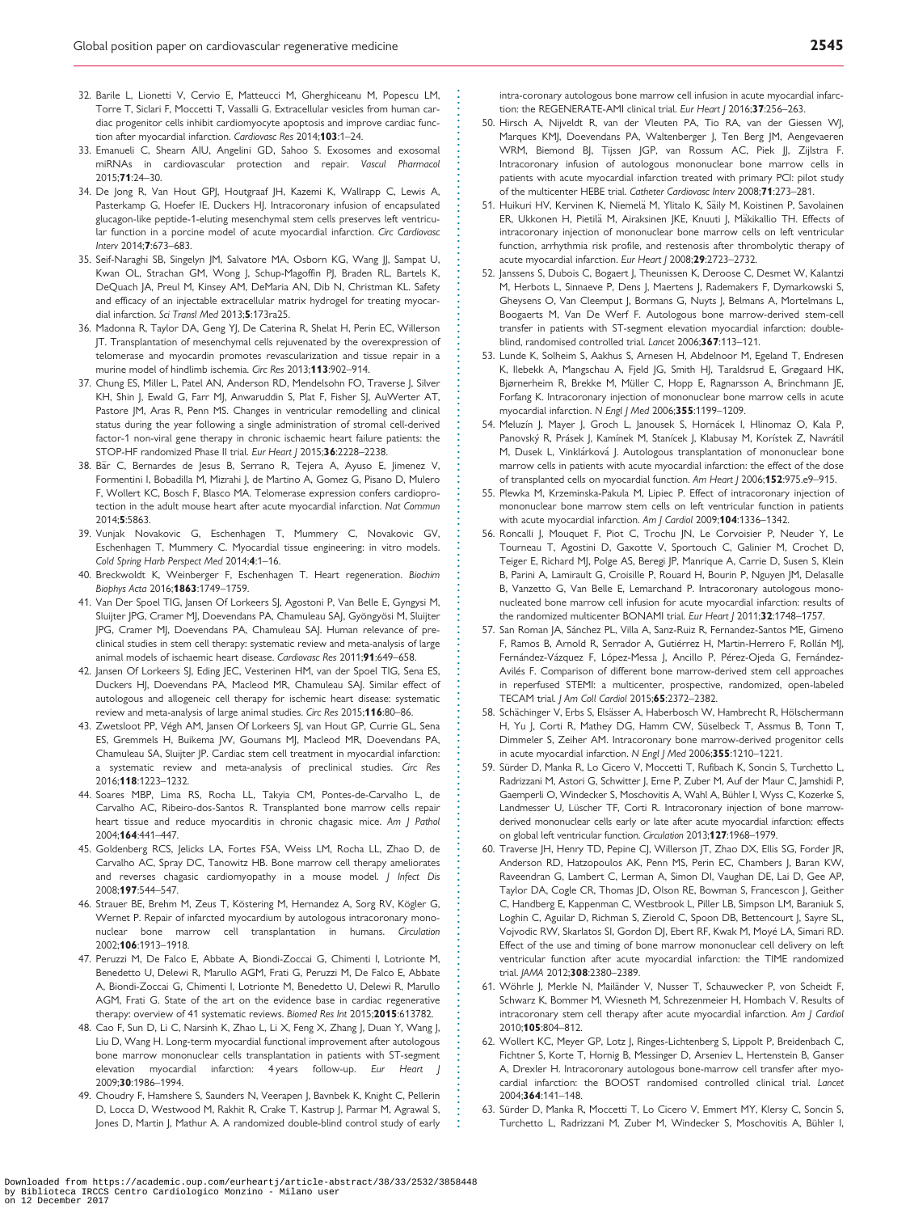32. Barile L, Lionetti V, Cervio E, Matteucci M, Gherghiceanu M, Popescu LM, Torre T, Siclari F, Moccetti T, Vassalli G. Extracellular vesicles from human cardiac progenitor cells inhibit cardiomyocyte apoptosis and improve cardiac function after myocardial infarction. *Cardiovasc Res* 2014;**103**:1–24.
33. Emanueli C, Shearn AIU, Angelini GD, Sahoo S. Exosomes and exosomal miRNAs in cardiovascular protection and repair. *Vascul Pharmacol* 2015;**71**:24–30.
34. De Jong R, Van Hout GPJ, Houtgraaf JH, Kazemi K, Wallrapp C, Lewis A, Pasterkamp G, Hoefer IE, Duckers HJ. Intracoronary infusion of encapsulated glucagon-like peptide-1-eluting mesenchymal stem cells preserves left ventricular function in a porcine model of acute myocardial infarction. *Circ Cardiovasc Interv* 2014;**7**:673–683.
35. Seif-Naraghi SB, Singelyn JM, Salvatore MA, Osborn KG, Wang JJ, Sampat U, Kwan OL, Strachan GM, Wong J, Schup-Magoffin PJ, Braden RL, Bartels K, DeQuach JA, Preul M, Kinsey AM, DeMaria AN, Dib N, Christman KL. Safety and efficacy of an injectable extracellular matrix hydrogel for treating myocardial infarction. *Sci Transl Med* 2013;**5**:173ra25.
36. Madonna R, Taylor DA, Geng YJ, De Caterina R, Shelat H, Perin EC, Willerson JT. Transplantation of mesenchymal cells rejuvenated by the overexpression of telomerase and myocardin promotes revascularization and tissue repair in a murine model of hindlimb ischemia. *Circ Res* 2013;**113**:902–914.
37. Chung ES, Miller L, Patel AN, Anderson RD, Mendelsohn FO, Traverse J, Silver KH, Shin J, Ewald G, Farr MJ, Anwaruddin S, Plat F, Fisher SJ, AuWerter AT, Pastore JM, Aras R, Penn MS. Changes in ventricular remodelling and clinical status during the year following a single administration of stromal cell-derived factor-1 non-viral gene therapy in chronic ischaemic heart failure patients: the STOP-HF randomized Phase II trial. *Eur Heart J* 2015;**36**:2228–2238.
38. Bär C, Bernardes de Jesus B, Serrano R, Tejera A, Ayuso E, Jimenez V, Formentini I, Bobadilla M, Mizrahi J, de Martino A, Gomez G, Pisano D, Mulero F, Wollert KC, Bosch F, Blasco MA. Telomerase expression confers cardioprotection in the adult mouse heart after acute myocardial infarction. *Nat Commun* 2014;**5**:5863.
39. Vunjak Novakovic G, Eschenhagen T, Mummery C, Novakovic GV, Eschenhagen T, Mummery C. Myocardial tissue engineering: in vitro models. *Cold Spring Harb Perspect Med* 2014;**4**:1–16.
40. Breckwoldt K, Weinberger F, Eschenhagen T. Heart regeneration. *Biochim Biophys Acta* 2016;**1863**:1749–1759.
41. Van Der Spoel TIG, Jansen Of Lorkeers SJ, Agostoni P, Van Belle E, Gyngysi M, Sluijter JPG, Cramer MJ, Doevendans PA, Chamuleau SAJ, Gyöngyösi M, Sluijter JPG, Cramer MJ, Doevendans PA, Chamuleau SAJ. Human relevance of preclinical studies in stem cell therapy: systematic review and meta-analysis of large animal models of ischaemic heart disease. *Cardiovasc Res* 2011;**91**:649–658.
42. Jansen Of Lorkeers SJ, Eding JEC, Vesterinen HM, van der Spoel TIG, Sena ES, Duckers HJ, Doevendans PA, Macleod MR, Chamuleau SAJ. Similar effect of autologous and allogeneic cell therapy for ischemic heart disease: systematic review and meta-analysis of large animal studies. *Circ Res* 2015;**116**:80–86.
43. Zwetsloot PP, Végh AM, Jansen Of Lorkeers SJ, van Hout GP, Currie GL, Sena ES, Gremmels H, Buikema JW, Goumans MJ, Macleod MR, Doevendans PA, Chamuleau SA, Sluijter JP. Cardiac stem cell treatment in myocardial infarction: a systematic review and meta-analysis of preclinical studies. *Circ Res* 2016;**118**:1223–1232.
44. Soares MBP, Lima RS, Rocha LL, Takyia CM, Pontes-de-Carvalho L, de Carvalho AC, Ribeiro-dos-Santos R. Transplanted bone marrow cells repair heart tissue and reduce myocarditis in chronic chagasic mice. *Am J Pathol* 2004;**164**:441–447.
45. Goldenberg RCS, Jelicks LA, Fortes FSA, Weiss LM, Rocha LL, Zhao D, de Carvalho AC, Spray DC, Tanowitz HB. Bone marrow cell therapy ameliorates and reverses chagasic cardiomyopathy in a mouse model. *J Infect Dis* 2008;**197**:544–547.
46. Strauer BE, Brehm M, Zeus T, Köstering M, Hernandez A, Sorg RV, Kögler G, Wernet P. Repair of infarcted myocardium by autologous intracoronary mononuclear bone marrow cell transplantation in humans. *Circulation* 2002;**106**:1913–1918.
47. Peruzzi M, De Falco E, Abbate A, Biondi-Zoccai G, Chimenti I, Lotrionte M, Benedetto U, Delewi R, Marullo AGM, Frati G, Peruzzi M, De Falco E, Abbate A, Biondi-Zoccai G, Chimenti I, Lotrionte M, Benedetto U, Delewi R, Marullo AGM, Frati G. State of the art on the evidence base in cardiac regenerative therapy: overview of 41 systematic reviews. *Biomed Res Int* 2015;**2015**:613782.
48. Cao F, Sun D, Li C, Narsinh K, Zhao L, Li X, Feng X, Zhang J, Duan Y, Wang J, Liu D, Wang H. Long-term myocardial functional improvement after autologous bone marrow mononuclear cells transplantation in patients with ST-segment elevation myocardial infarction: 4 years follow-up. *Eur Heart J* 2009;**30**:1986–1994.
49. Choudry F, Hamshere S, Saunders N, Veerapen J, Bavnbek K, Knight C, Pellerin D, Locca D, Westwood M, Rakhit R, Crake T, Kastrup J, Parmar M, Agrawal S, Jones D, Martin J, Mathur A. A randomized double-blind control study of early intra-coronary autologous bone marrow cell infusion in acute myocardial infarction: the REGENERATE-AMI clinical trial. *Eur Heart J* 2016;**37**:256–263.
50. Hirsch A, Nijveldt R, van der Vleuten PA, Tio RA, van der Giessen WJ, Marques KMJ, Doevendans PA, Waltenberger J, Ten Berg JM, Aengevaeren WRM, Biemond BJ, Tijssen JGP, van Rossum AC, Piek JJ, Zijlstra F. Intracoronary infusion of autologous mononuclear bone marrow cells in patients with acute myocardial infarction treated with primary PCI: pilot study of the multicenter HEBE trial. *Catheter Cardiovasc Interv* 2008;**71**:273–281.
51. Huikuri HV, Kervinen K, Niemelä M, Ylitalo K, Säily M, Koistinen P, Savolainen ER, Ukkonen H, Pietilä M, Airaksinen JKE, Knuuti J, Mäkikallio TH. Effects of intracoronary injection of mononuclear bone marrow cells on left ventricular function, arrhythmia risk profile, and restenosis after thrombolytic therapy of acute myocardial infarction. *Eur Heart J* 2008;**29**:2723–2732.
52. Janssens S, Dubois C, Bogaert J, Theunissen K, Deroose C, Desmet W, Kalantzi M, Herbots L, Sinnaeve P, Dens J, Maertens J, Rademakers F, Dymarkowski S, Gheysens O, Van Cleemput J, Bormans G, Nuyts J, Belmans A, Mortelmans L, Boogaerts M, Van De Werf F. Autologous bone marrow-derived stem-cell transfer in patients with ST-segment elevation myocardial infarction: double-blind, randomised controlled trial. *Lancet* 2006;**367**:113–121.
53. Lunde K, Solheim S, Aakhus S, Arnesen H, Abdelnoor M, Egeland T, Endresen K, Ilebekk A, Mangschau A, Fjeld JG, Smith HJ, Taraldsrud E, Grøgaard HK, Bjørnerheim R, Brekke M, Müller C, Hopp E, Ragnarsson A, Brinchmann JE, Forfang K. Intracoronary injection of mononuclear bone marrow cells in acute myocardial infarction. *N Engl J Med* 2006;**355**:1199–1209.
54. Meluzín J, Mayer J, Groch L, Janousek S, Hornácek I, Hlinomaz O, Kala P, Panovský R, Prásek J, Kamínek M, Stanícek J, Klabusay M, Korístek Z, Navrátil M, Dusek L, Vinklárková J. Autologous transplantation of mononuclear bone marrow cells in patients with acute myocardial infarction: the effect of the dose of transplanted cells on myocardial function. *Am Heart J* 2006;**152**:975.e9–915.
55. Plewka M, Krzeminska-Pakula M, Lipiec P. Effect of intracoronary injection of mononuclear bone marrow stem cells on left ventricular function in patients with acute myocardial infarction. *Am J Cardiol* 2009;**104**:1336–1342.
56. Roncalli J, Mouquet F, Piot C, Trochu JN, Le Corvoisier P, Neuder Y, Le Tourneau T, Agostini D, Gaxotte V, Sportouch C, Galinier M, Crochet D, Teiger E, Richard MJ, Polge AS, Beregi JP, Manrique A, Carrie D, Susen S, Klein B, Parini A, Lamirault G, Croisille P, Rouard H, Bourin P, Nguyen JM, Delasalle B, Vanzetto G, Van Belle E, Lemarchand P. Intracoronary autologous mononucleated bone marrow cell infusion for acute myocardial infarction: results of the randomized multicenter BONAMI trial. *Eur Heart J* 2011;**32**:1748–1757.
57. San Roman JA, Sánchez PL, Villa A, Sanz-Ruiz R, Fernandez-Santos ME, Gimeno F, Ramos B, Arnold R, Serrador A, Gutiérrez H, Martin-Herrero F, Rollán MJ, Fernández-Vázquez F, López-Messa J, Ancillo P, Pérez-Ojeda G, Fernández-Avilés F. Comparison of different bone marrow-derived stem cell approaches in reperfused STEMI: a multicenter, prospective, randomized, open-labeled TECAM trial. *J Am Coll Cardiol* 2015;**65**:2372–2382.
58. Schächinger V, Erbs S, Elsässer A, Haberbosch W, Hambrecht R, Hölschermann H, Yu J, Corti R, Mathey DG, Hamm CW, Süselbeck T, Assmus B, Tonn T, Dimmeler S, Zeiher AM. Intracoronary bone marrow-derived progenitor cells in acute myocardial infarction. *N Engl J Med* 2006;**355**:1210–1221.
59. Sürder D, Manka R, Lo Cicero V, Moccetti T, Rufibach K, Soncin S, Turchetto L, Radrizzani M, Astori G, Schwitter J, Erne P, Zuber M, Auf der Maur C, Jamshidi P, Gaemperli O, Windecker S, Moschovitis A, Wahl A, Bühler I, Wyss C, Kozerke S, Landmesser U, Lüscher TF, Corti R. Intracoronary injection of bone marrow-derived mononuclear cells early or late after acute myocardial infarction: effects on global left ventricular function. *Circulation* 2013;**127**:1968–1979.
60. Traverse JH, Henry TD, Pepine CJ, Willerson JT, Zhao DX, Ellis SG, Forder JR, Anderson RD, Hatzopoulos AK, Penn MS, Perin EC, Chambers J, Baran KW, Raveendran G, Lambert C, Lerman A, Simon DI, Vaughan DE, Lai D, Gee AP, Taylor DA, Cogle CR, Thomas JD, Olson RE, Bowman S, Francescon J, Geither C, Handberg E, Kappenman C, Westbrook L, Piller LB, Simpson LM, Baraniuk S, Loghin C, Aguilar D, Richman S, Zierold C, Spoon DB, Bettencourt J, Sayre SL, Vojvodic RW, Skarlatos SI, Gordon DJ, Ebert RF, Kwak M, Moyé LA, Simari RD. Effect of the use and timing of bone marrow mononuclear cell delivery on left ventricular function after acute myocardial infarction: the TIME randomized trial. *JAMA* 2012;**308**:2380–2389.
61. Wöhrle J, Merkle N, Mailänder V, Nusser T, Schauwecker P, von Scheidt F, Schwarz K, Bommer M, Wiesneth M, Schrezenmeier H, Hombach V. Results of intracoronary stem cell therapy after acute myocardial infarction. *Am J Cardiol* 2010;**105**:804–812.
62. Wollert KC, Meyer GP, Lotz J, Ringes-Lichtenberg S, Lippolt P, Breidenbach C, Fichtner S, Korte T, Hornig B, Messinger D, Arseniev L, Hertenstein B, Ganser A, Drexler H. Intracoronary autologous bone-marrow cell transfer after myocardial infarction: the BOOST randomised controlled clinical trial. *Lancet* 2004;**364**:141–148.
63. Sürder D, Manka R, Moccetti T, Lo Cicero V, Emmert MY, Klersy C, Soncin S, Turchetto L, Radrizzani M, Zuber M, Windecker S, Moschovitis A, Bühler I,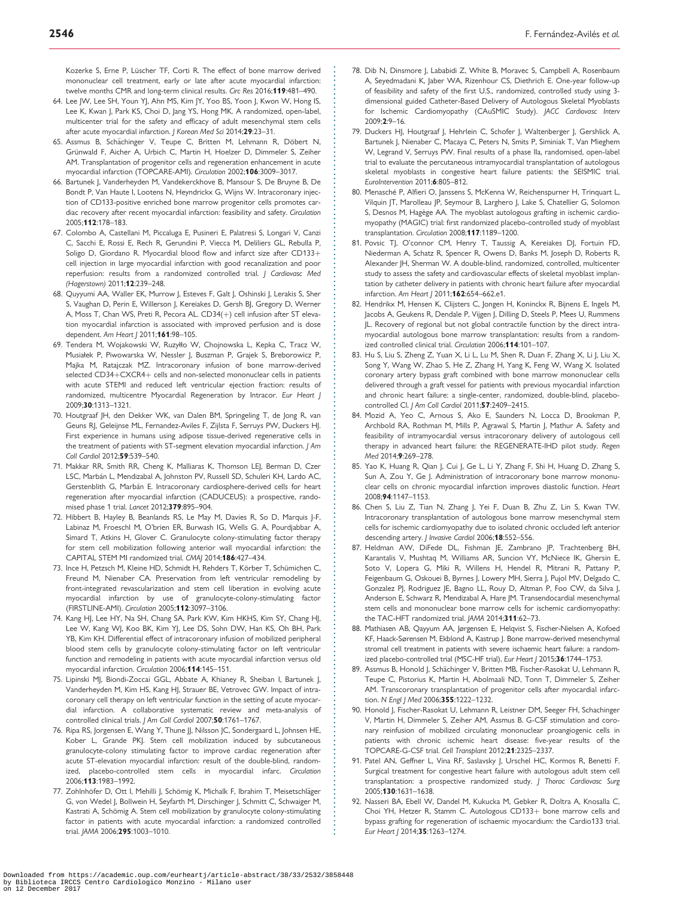Kozerke S, Erne P, Lüscher TF, Corti R. The effect of bone marrow derived mononuclear cell treatment, early or late after acute myocardial infarction: twelve months CMR and long-term clinical results. *Circ Res* 2016;**119**:481–490.

64. Lee JW, Lee SH, Youn YJ, Ahn MS, Kim JY, Yoo BS, Yoon J, Kwon W, Hong IS, Lee K, Kwan J, Park KS, Choi D, Jang YS, Hong MK. A randomized, open-label, multicenter trial for the safety and efficacy of adult mesenchymal stem cells after acute myocardial infarction. *J Korean Med Sci* 2014;**29**:23–31.
65. Assmus B, Schächinger V, Teupe C, Britten M, Lehmann R, Döbert N, Grünwald F, Aicher A, Urbich C, Martin H, Hoelzer D, Dimmeler S, Zeiher AM. Transplantation of progenitor cells and regeneration enhancement in acute myocardial infarction (TOPCARE-AMI). *Circulation* 2002;**106**:3009–3017.
66. Bartunek J, Vanderheyden M, Vandekerckhove B, Mansour S, De Bruyne B, De Bondt P, Van Haute I, Lootens N, Heyndrickx G, Wijns W. Intracoronary injection of CD133-positive enriched bone marrow progenitor cells promotes cardiac recovery after recent myocardial infarction: feasibility and safety. *Circulation* 2005;**112**:178–183.
67. Colombo A, Castellani M, Piccaluga E, Pusineri E, Palatresi S, Longari V, Canzi C, Sacchi E, Rossi E, Rech R, Gerundini P, Viecca M, Deliliers GL, Rebulla P, Soligo D, Giordano R. Myocardial blood flow and infarct size after CD133+ cell injection in large myocardial infarction with good recanalization and poor reperfusion: results from a randomized controlled trial. *J Cardiovasc Med (Hagerstown)* 2011;**12**:239–248.
68. Quyyumi AA, Waller EK, Murrow J, Esteves F, Galt J, Oshinski J, Lerakis S, Sher S, Vaughan D, Perin E, Willerson J, Kereiakes D, Gersh BJ, Gregory D, Werner A, Moss T, Chan WS, Preti R, Pecora AL. CD34(+) cell infusion after ST elevation myocardial infarction is associated with improved perfusion and is dose dependent. *Am Heart J* 2011;**161**:98–105.
69. Tendera M, Wojakowski W, Ruzyłło W, Chojnowska L, Kepka C, Tracz W, Musiałek P, Piwowarska W, Nessler J, Buszman P, Grajek S, Breborowicz P, Majka M, Ratajczak MZ. Intracoronary infusion of bone marrow-derived selected CD34+CXCR4+ cells and non-selected mononuclear cells in patients with acute STEMI and reduced left ventricular ejection fraction: results of randomized, multicentre Myocardial Regeneration by Intracor. *Eur Heart J* 2009;**30**:1313–1321.
70. Houtgraaf JH, den Dekker WK, van Dalen BM, Springeling T, de Jong R, van Geuns RJ, Geleijnse ML, Fernandez-Aviles F, Zijlsta F, Serruys PW, Duckers HJ. First experience in humans using adipose tissue-derived regenerative cells in the treatment of patients with ST-segment elevation myocardial infarction. *J Am Coll Cardiol* 2012;**59**:539–540.
71. Makkar RR, Smith RR, Cheng K, Malliaras K, Thomson LEJ, Berman D, Czer LSC, Marbán L, Mendizabal A, Johnston PV, Russell SD, Schuleri KH, Lardo AC, Gerstenblith G, Marbán E. Intracoronary cardiosphere-derived cells for heart regeneration after myocardial infarction (CADUCEUS): a prospective, randomised phase 1 trial. *Lancet* 2012;**379**:895–904.
72. Hibbert B, Hayley B, Beanlands RS, Le May M, Davies R, So D, Marquis J-F, Labinaz M, Froeschl M, O'brien ER, Burwash IG, Wells G. A, Pourdjabbar A, Simard T, Atkins H, Glover C. Granulocyte colony-stimulating factor therapy for stem cell mobilization following anterior wall myocardial infarction: the CAPITAL STEM MI randomized trial. *CMAJ* 2014;**186**:427–434.
73. Ince H, Petzsch M, Kleine HD, Schmidt H, Rehders T, Körber T, Schümichen C, Freund M, Nienaber CA. Preservation from left ventricular remodeling by front-integrated revascularization and stem cell liberation in evolving acute myocardial infarction by use of granulocyte-colony-stimulating factor (FIRSTLINE-AMI). *Circulation* 2005;**112**:3097–3106.
74. Kang HJ, Lee HY, Na SH, Chang SA, Park KW, Kim HKHS, Kim SY, Chang HJ, Lee W, Kang WJ, Koo BK, Kim YJ, Lee DS, Sohn DW, Han KS, Oh BH, Park YB, Kim KH. Differential effect of intracoronary infusion of mobilized peripheral blood stem cells by granulocyte colony-stimulating factor on left ventricular function and remodeling in patients with acute myocardial infarction versus old myocardial infarction. *Circulation* 2006;**114**:145–151.
75. Lipinski MJ, Biondi-Zoccai GGL, Abbate A, Khianey R, Sheiban I, Bartunek J, Vanderheyden M, Kim HS, Kang HJ, Strauer BE, Vetrovec GW. Impact of intracoronary cell therapy on left ventricular function in the setting of acute myocardial infarction. A collaborative systematic review and meta-analysis of controlled clinical trials. *J Am Coll Cardiol* 2007;**50**:1761–1767.
76. Ripa RS, Jorgensen E, Wang Y, Thune JJ, Nilsson JC, Sondergaard L, Johnsen HE, Kober L, Grande PKJ. Stem cell mobilization induced by subcutaneous granulocyte-colony stimulating factor to improve cardiac regeneration after acute ST-elevation myocardial infarction: result of the double-blind, randomized, placebo-controlled stem cells in myocardial infarc. *Circulation* 2006;**113**:1983–1992.
77. Zohlnhöfer D, Ott I, Mehilli J, Schömig K, Michalk F, Ibrahim T, Meisetschläger G, von Wedel J, Bollwein H, Seyfarth M, Dirschinger J, Schmitt C, Schwaiger M, Kastrati A, Schömig A. Stem cell mobilization by granulocyte colony-stimulating factor in patients with acute myocardial infarction: a randomized controlled trial. *JAMA* 2006;**295**:1003–1010.
78. Dib N, Dinsmore J, Lababidi Z, White B, Moravec S, Campbell A, Rosenbaum A, Seyedmadani K, Jaber WA, Rizenhour CS, Diethrich E. One-year follow-up of feasibility and safety of the first U.S., randomized, controlled study using 3-dimensional guided Catheter-Based Delivery of Autologous Skeletal Myoblasts for Ischemic Cardiomyopathy (CAuSMIC Study). *JACC Cardiovasc Interv* 2009;**2**:9–16.
79. Duckers HJ, Houtgraaf J, Hehrlein C, Schofer J, Waltenberger J, Gershlick A, Bartunek J, Nienaber C, Macaya C, Peters N, Smits P, Siminiak T, Van Mieghem W, Legrand V, Serruys PW. Final results of a phase IIa, randomised, open-label trial to evaluate the percutaneous intramyocardial transplantation of autologous skeletal myoblasts in congestive heart failure patients: the SEISMIC trial. *EuroIntervention* 2011;**6**:805–812.
80. Menasché P, Alfieri O, Janssens S, McKenna W, Reichenspurner H, Trinquart L, Vilquin JT, Marolleau JP, Seymour B, Larghero J, Lake S, Chatellier G, Solomon S, Desnos M, Hagège AA. The myoblast autologous grafting in ischemic cardiomyopathy (MAGIC) trial: first randomized placebo-controlled study of myoblast transplantation. *Circulation* 2008;**117**:1189–1200.
81. Povsic TJ, O'connor CM, Henry T, Taussig A, Kereiakes DJ, Fortuin FD, Niederman A, Schatz R, Spencer R, Owens D, Banks M, Joseph D, Roberts R, Alexander JH, Sherman W. A double-blind, randomized, controlled, multicenter study to assess the safety and cardiovascular effects of skeletal myoblast implantation by catheter delivery in patients with chronic heart failure after myocardial infarction. *Am Heart J* 2011;**162**:654–662.e1.
82. Hendrikx M, Hensen K, Clijsters C, Jongen H, Koninckx R, Bijnens E, Ingels M, Jacobs A, Geukens R, Dendale P, Vijgen J, Dilling D, Steels P, Mees U, Rummens JL. Recovery of regional but not global contractile function by the direct intramyocardial autologous bone marrow transplantation: results from a randomized controlled clinical trial. *Circulation* 2006;**114**:101–107.
83. Hu S, Liu S, Zheng Z, Yuan X, Li L, Lu M, Shen R, Duan F, Zhang X, Li J, Liu X, Song Y, Wang W, Zhao S, He Z, Zhang H, Yang K, Feng W, Wang X. Isolated coronary artery bypass graft combined with bone marrow mononuclear cells delivered through a graft vessel for patients with previous myocardial infarction and chronic heart failure: a single-center, randomized, double-blind, placebo-controlled Cl. *J Am Coll Cardiol* 2011;**57**:2409–2415.
84. Mozid A, Yeo C, Arnous S, Ako E, Saunders N, Locca D, Brookman P, Archbold RA, Rothman M, Mills P, Agrawal S, Martin J, Mathur A. Safety and feasibility of intramyocardial versus intracoronary delivery of autologous cell therapy in advanced heart failure: the REGENERATE-IHD pilot study. *Regen Med* 2014;**9**:269–278.
85. Yao K, Huang R, Qian J, Cui J, Ge L, Li Y, Zhang F, Shi H, Huang D, Zhang S, Sun A, Zou Y, Ge J. Administration of intracoronary bone marrow mononuclear cells on chronic myocardial infarction improves diastolic function. *Heart* 2008;**94**:1147–1153.
86. Chen S, Liu Z, Tian N, Zhang J, Yei F, Duan B, Zhu Z, Lin S, Kwan TW. Intracoronary transplantation of autologous bone marrow mesenchymal stem cells for ischemic cardiomyopathy due to isolated chronic occluded left anterior descending artery. *J Invasive Cardiol* 2006;**18**:552–556.
87. Heldman AW, DiFede DL, Fishman JE, Zambrano JP, Trachtenberg BH, Karantalis V, Mushtaq M, Williams AR, Suncion VY, McNiece IK, Ghersin E, Soto V, Lopera G, Miki R, Willens H, Hendel R, Mitrani R, Pattany P, Feigenbaum G, Oskouei B, Byrnes J, Lowery MH, Sierra J, Pujol MV, Delgado C, Gonzalez PJ, Rodriguez JE, Bagno LL, Rouy D, Altman P, Foo CW, da Silva J, Anderson E, Schwarz R, Mendizabal A, Hare JM. Transendocardial mesenchymal stem cells and mononuclear bone marrow cells for ischemic cardiomyopathy: the TAC-HFT randomized trial. *JAMA* 2014;**311**:62–73.
88. Mathiasen AB, Qayyum AA, Jørgensen E, Helqvist S, Fischer-Nielsen A, Kofoed KF, Haack-Sørensen M, Ekblond A, Kastrup J. Bone marrow-derived mesenchymal stromal cell treatment in patients with severe ischaemic heart failure: a randomized placebo-controlled trial (MSC-HF trial). *Eur Heart J* 2015;**36**:1744–1753.
89. Assmus B, Honold J, Schächinger V, Britten MB, Fischer-Rasokat U, Lehmann R, Teupe C, Pistorius K, Martin H, Abolmaali ND, Tonn T, Dimmeler S, Zeiher AM. Transcoronary transplantation of progenitor cells after myocardial infarction. *N Engl J Med* 2006;**355**:1222–1232.
90. Honold J, Fischer-Rasokat U, Lehmann R, Leistner DM, Seeger FH, Schachinger V, Martin H, Dimmeler S, Zeiher AM, Assmus B. G-CSF stimulation and coronary reinfusion of mobilized circulating mononuclear proangiogenic cells in patients with chronic ischemic heart disease: five-year results of the TOPCARE-G-CSF trial. *Cell Transplant* 2012;**21**:2325–2337.
91. Patel AN, Geffner L, Vina RF, Saslavsky J, Urschel HC, Kormos R, Benetti F. Surgical treatment for congestive heart failure with autologous adult stem cell transplantation: a prospective randomized study. *J Thorac Cardiovasc Surg* 2005;**130**:1631–1638.
92. Nasseri BA, Ebell W, Dandel M, Kukucka M, Gebker R, Doltra A, Knosalla C, Choi YH, Hetzer R, Stamm C. Autologous CD133+ bone marrow cells and bypass grafting for regeneration of ischaemic myocardium: the Cardio133 trial. *Eur Heart J* 2014;**35**:1263–1274.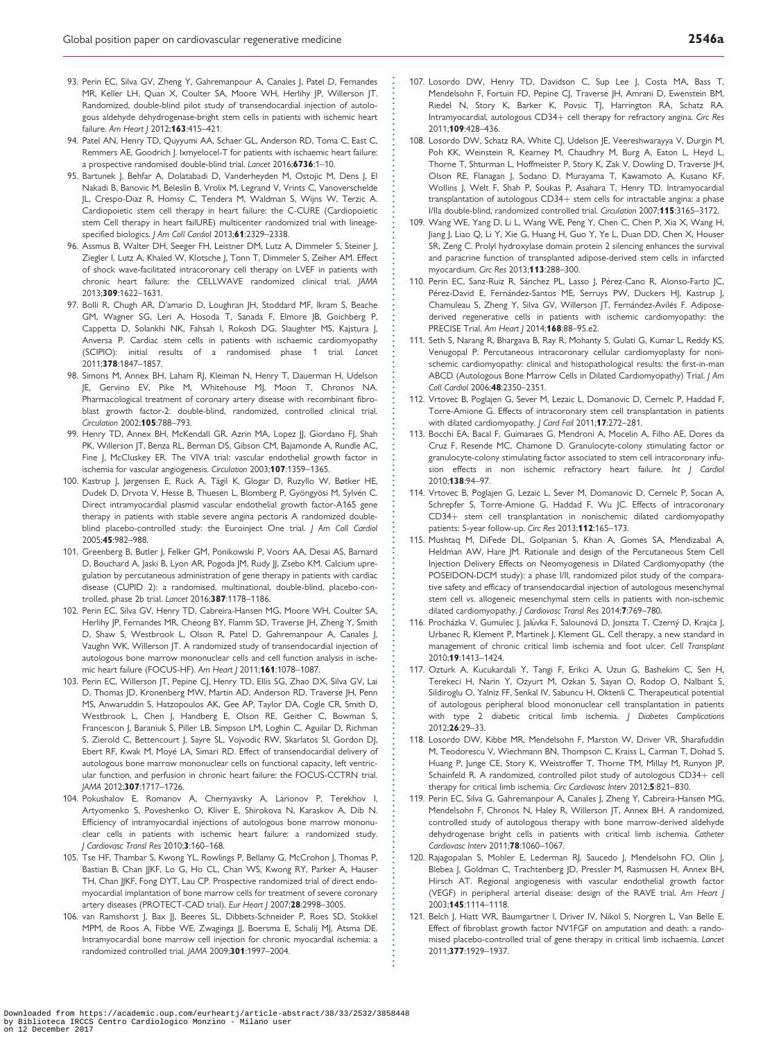93. Perin EC, Silva GV, Zheng Y, Gahremanpour A, Canales J, Patel D, Fernandes MR, Keller LH, Quan X, Coulter SA, Moore WH, Herlihy JP, Willerson JT. Randomized, double-blind pilot study of transendocardial injection of autologous aldehyde dehydrogenase-bright stem cells in patients with ischemic heart failure. *Am Heart J* 2012;**163**:415–421.
94. Patel AN, Henry TD, Quyyumi AA, Schaer GL, Anderson RD, Toma C, East C, Remmers AE, Goodrich J. Ixmyelocel-T for patients with ischaemic heart failure: a prospective randomised double-blind trial. *Lancet* 2016;**6736**:1–10.
95. Bartunek J, Behfar A, Dolatabadi D, Vanderheyden M, Ostojic M, Dens J, El Nakadi B, Banovic M, Beleslin B, Vrolix M, Legrand V, Vrints C, Vanoverschelde JL, Crespo-Diaz R, Homsy C, Tendera M, Waldman S, Wijns W, Terzic A. Cardiopoietic stem cell therapy in heart failure: the C-CURE (Cardiopoietic stem Cell therapy in heart failURE) multicenter randomized trial with lineage-specified biologics. *J Am Coll Cardiol* 2013;**61**:2329–2338.
96. Assmus B, Walter DH, Seeger FH, Leistner DM, Lutz A, Dimmeler S, Steiner J, Ziegler I, Lutz A, Khaled W, Klotsche J, Tonn T, Dimmeler S, Zeiher AM. Effect of shock wave-facilitated intracoronary cell therapy on LVEF in patients with chronic heart failure: the CELLWAVE randomized clinical trial. *JAMA* 2013;**309**:1622–1631.
97. Bolli R, Chugh AR, D'amario D, Loughran JH, Stoddard MF, Ikram S, Beache GM, Wagner SG, Leri A, Hosoda T, Sanada F, Elmore JB, Goichberg P, Cappetta D, Solankhi NK, Fahsah I, Rokosh DG, Slaughter MS, Kajstura J, Anversa P. Cardiac stem cells in patients with ischaemic cardiomyopathy (SCIPIO): initial results of a randomised phase 1 trial. *Lancet* 2011;**378**:1847–1857.
98. Simons M, Annex BH, Laham RJ, Kleiman N, Henry T, Dauerman H, Udelson JE, Gervino EV, Pike M, Whitehouse MJ, Moon T, Chronos NA. Pharmacological treatment of coronary artery disease with recombinant fibroblast growth factor-2: double-blind, randomized, controlled clinical trial. *Circulation* 2002;**105**:788–793.
99. Henry TD, Annex BH, McKendall GR, Azrin MA, Lopez JJ, Giordano FJ, Shah PK, Willerson JT, Benza RL, Berman DS, Gibson CM, Bajamonde A, Rundle AC, Fine J, McCluskey ER. The VIVA trial: vascular endothelial growth factor in ischemia for vascular angiogenesis. *Circulation* 2003;**107**:1359–1365.
100. Kastrup J, Jørgensen E, Rück A, Tägil K, Glogar D, Ruzyllo W, Bøtker HE, Dudek D, Drvota V, Hesse B, Thuesen L, Blomberg P, Gyöngyösi M, Sylvén C. Direct intramyocardial plasmid vascular endothelial growth factor-A165 gene therapy in patients with stable severe angina pectoris A randomized double-blind placebo-controlled study: the Euroinject One trial. *J Am Coll Cardiol* 2005;**45**:982–988.
101. Greenberg B, Butler J, Felker GM, Ponikowski P, Voors AA, Desai AS, Barnard D, Bouchard A, Jaski B, Lyon AR, Pogoda JM, Rudy JJ, Zsebo KM. Calcium upregulation by percutaneous administration of gene therapy in patients with cardiac disease (CUPID 2): a randomised, multinational, double-blind, placebo-controlled, phase 2b trial. *Lancet* 2016;**387**:1178–1186.
102. Perin EC, Silva GV, Henry TD, Cabreira-Hansen MG, Moore WH, Coulter SA, Herlihy JP, Fernandes MR, Cheong BY, Flamm SD, Traverse JH, Zheng Y, Smith D, Shaw S, Westbrook L, Olson R, Patel D, Gahremanpour A, Canales J, Vaughn WK, Willerson JT. A randomized study of transendocardial injection of autologous bone marrow mononuclear cells and cell function analysis in ischemic heart failure (FOCUS-HF). *Am Heart J* 2011;**161**:1078–1087.
103. Perin EC, Willerson JT, Pepine CJ, Henry TD, Ellis SG, Zhao DX, Silva GV, Lai D, Thomas JD, Kronenberg MW, Martin AD, Anderson RD, Traverse JH, Penn MS, Anwaruddin S, Hatzopoulos AK, Gee AP, Taylor DA, Cogle CR, Smith D, Westbrook L, Chen J, Handberg E, Olson RE, Geither C, Bowman S, Francescon J, Baraniuk S, Piller LB, Simpson LM, Loghin C, Aguilar D, Richman S, Zierold C, Bettencourt J, Sayre SL, Vojvodic RW, Skarlatos SI, Gordon DJ, Ebert RF, Kwak M, Moyé LA, Simari RD. Effect of transendocardial delivery of autologous bone marrow mononuclear cells on functional capacity, left ventricular function, and perfusion in chronic heart failure: the FOCUS-CCTRN trial. *JAMA* 2012;**307**:1717–1726.
104. Pokushalov E, Romanov A, Chernyavsky A, Larionov P, Terekhov I, Artyomenko S, Poveshenko O, Kliver E, Shirokova N, Karaskov A, Dib N. Efficiency of intramyocardial injections of autologous bone marrow mononuclear cells in patients with ischemic heart failure: a randomized study. *J Cardiovasc Transl Res* 2010;**3**:160–168.
105. Tse HF, Thambar S, Kwong YL, Rowlings P, Bellamy G, McCrohon J, Thomas P, Bastian B, Chan JJKF, Lo G, Ho CL, Chan WS, Kwong RY, Parker A, Hauser TH, Chan JJKF, Fong DYT, Lau CP. Prospective randomized trial of direct endomyocardial implantation of bone marrow cells for treatment of severe coronary artery diseases (PROTECT-CAD trial). *Eur Heart J* 2007;**28**:2998–3005.
106. van Ramshorst J, Bax JJ, Beeres SL, Dibbets-Schneider P, Roes SD, Stokkel MPM, de Roos A, Fibbe WE, Zwaginga JJ, Boersma E, Schalij MJ, Atsma DE. Intramyocardial bone marrow cell injection for chronic myocardial ischemia: a randomized controlled trial. *JAMA* 2009;**301**:1997–2004.
107. Losordo DW, Henry TD, Davidson C, Sup Lee J, Costa MA, Bass T, Mendelsohn F, Fortuin FD, Pepine CJ, Traverse JH, Amrani D, Ewenstein BM, Riedel N, Story K, Barker K, Povsic TJ, Harrington RA, Schatz RA. Intramyocardial, autologous CD34+ cell therapy for refractory angina. *Circ Res* 2011;**109**:428–436.
108. Losordo DW, Schatz RA, White CJ, Udelson JE, Veereshwarayya V, Durgin M, Poh KK, Weinstein R, Kearney M, Chaudhry M, Burg A, Eaton L, Heyd L, Thorne T, Shturman L, Hoffmeister P, Story K, Zak V, Dowling D, Traverse JH, Olson RE, Flanagan J, Sodano D, Murayama T, Kawamoto A, Kusano KF, Wollins J, Welt F, Shah P, Soukas P, Asahara T, Henry TD. Intramyocardial transplantation of autologous CD34+ stem cells for intractable angina: a phase I/IIa double-blind, randomized controlled trial. *Circulation* 2007;**115**:3165–3172.
109. Wang WE, Yang D, Li L, Wang WE, Peng Y, Chen C, Chen P, Xia X, Wang H, Jiang J, Liao Q, Li Y, Xie G, Huang H, Guo Y, Ye L, Duan DD, Chen X, Houser SR, Zeng C. Prolyl hydroxylase domain protein 2 silencing enhances the survival and paracrine function of transplanted adipose-derived stem cells in infarcted myocardium. *Circ Res* 2013;**113**:288–300.
110. Perin EC, Sanz-Ruiz R, Sánchez PL, Lasso J, Pérez-Cano R, Alonso-Farto JC, Pérez-David E, Fernández-Santos ME, Serruys PW, Duckers HJ, Kastrup J, Chamuleau S, Zheng Y, Silva GV, Willerson JT, Fernández-Avilés F. Adipose-derived regenerative cells in patients with ischemic cardiomyopathy: the PRECISE Trial. *Am Heart J* 2014;**168**:88–95.e2.
111. Seth S, Narang R, Bhargava B, Ray R, Mohanty S, Gulati G, Kumar L, Reddy KS, Venugopal P. Percutaneous intracoronary cellular cardiomyoplasty for nonischemic cardiomyopathy: clinical and histopathological results: the first-in-man ABCD (Autologous Bone Marrow Cells in Dilated Cardiomyopathy) Trial. *J Am Coll Cardiol* 2006;**48**:2350–2351.
112. Vrtovec B, Poglajen G, Sever M, Lezaic L, Domanovic D, Cernelc P, Haddad F, Torre-Amione G. Effects of intracoronary stem cell transplantation in patients with dilated cardiomyopathy. *J Card Fail* 2011;**17**:272–281.
113. Bocchi EA, Bacal F, Guimaraes G, Mendroni A, Mocelin A, Filho AE, Dores da Cruz F, Resende MC, Chamone D. Granulocyte-colony stimulating factor or granulocyte-colony stimulating factor associated to stem cell intracoronary infusion effects in non ischemic refractory heart failure. *Int J Cardiol* 2010;**138**:94–97.
114. Vrtovec B, Poglajen G, Lezaic L, Sever M, Domanovic D, Cernelc P, Socan A, Schrepfer S, Torre-Amione G, Haddad F, Wu JC. Effects of intracoronary CD34+ stem cell transplantation in nonischemic dilated cardiomyopathy patients: 5-year follow-up. *Circ Res* 2013;**112**:165–173.
115. Mushtaq M, DiFede DL, Golpanian S, Khan A, Gomes SA, Mendizabal A, Heldman AW, Hare JM. Rationale and design of the Percutaneous Stem Cell Injection Delivery Effects on Neomyogenesis in Dilated Cardiomyopathy (the POSEIDON-DCM study): a phase I/II, randomized pilot study of the comparative safety and efficacy of transendocardial injection of autologous mesenchymal stem cell vs. allogeneic mesenchymal stem cells in patients with non-ischemic dilated cardiomyopathy. *J Cardiovasc Transl Res* 2014;**7**:769–780.
116. Procházka V, Gumulec J, Jalůvka F, Salounová D, Jonszta T, Czerný D, Krajča J, Urbanec R, Klement P, Martinek J, Klement GL. Cell therapy, a new standard in management of chronic critical limb ischemia and foot ulcer. *Cell Transplant* 2010;**19**:1413–1424.
117. Ozturk A, Kucukardali Y, Tangi F, Erikci A, Uzun G, Bashekim C, Sen H, Terekeci H, Narin Y, Ozyurt M, Ozkan S, Sayan O, Rodop O, Nalbant S, Sildiroglu O, Yalniz FF, Senkal IV, Sabuncu H, Oktenli C. Therapeutical potential of autologous peripheral blood mononuclear cell transplantation in patients with type 2 diabetic critical limb ischemia. *J Diabetes Complications* 2012;**26**:29–33.
118. Losordo DW, Kibbe MR, Mendelsohn F, Marston W, Driver VR, Sharafuddin M, Teodorescu V, Wiechmann BN, Thompson C, Kraiss L, Carman T, Dohad S, Huang P, Junge CE, Story K, Weistroffer T, Thorne TM, Millay M, Runyon JP, Schainfeld R. A randomized, controlled pilot study of autologous CD34+ cell therapy for critical limb ischemia. *Circ Cardiovasc Interv* 2012;**5**:821–830.
119. Perin EC, Silva G, Gahremanpour A, Canales J, Zheng Y, Cabreira-Hansen MG, Mendelsohn F, Chronos N, Haley R, Willerson JT, Annex BH. A randomized, controlled study of autologous therapy with bone marrow-derived aldehyde dehydrogenase bright cells in patients with critical limb ischemia. *Catheter Cardiovasc Interv* 2011;**78**:1060–1067.
120. Rajagopalan S, Mohler E, Lederman RJ, Saucedo J, Mendelsohn FO, Olin J, Blebea J, Goldman C, Trachtenberg JD, Pressler M, Rasmussen H, Annex BH, Hirsch AT. Regional angiogenesis with vascular endothelial growth factor (VEGF) in peripheral arterial disease: design of the RAVE trial. *Am Heart J* 2003;**145**:1114–1118.
121. Belch J, Hiatt WR, Baumgartner I, Driver IV, Nikol S, Norgren L, Van Belle E. Effect of fibroblast growth factor NV1FGF on amputation and death: a randomised placebo-controlled trial of gene therapy in critical limb ischaemia. *Lancet* 2011;**377**:1929–1937.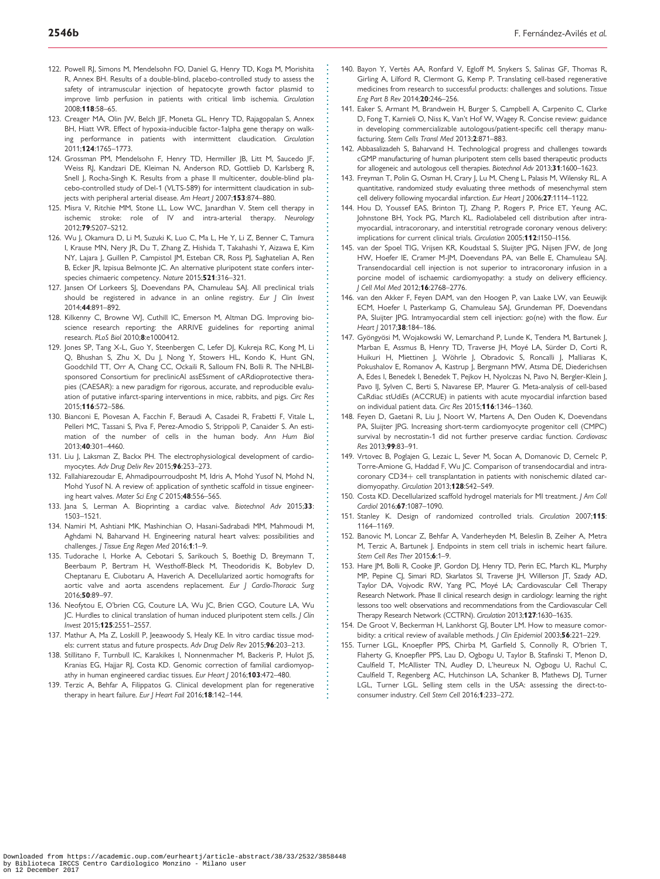122. Powell RJ, Simons M, Mendelsohn FO, Daniel G, Henry TD, Koga M, Morishita R, Annex BH. Results of a double-blind, placebo-controlled study to assess the safety of intramuscular injection of hepatocyte growth factor plasmid to improve limb perfusion in patients with critical limb ischemia. *Circulation* 2008;**118**:58–65.
123. Creager MA, Olin JW, Belch JJF, Moneta GL, Henry TD, Rajagopalan S, Annex BH, Hiatt WR. Effect of hypoxia-inducible factor-1alpha gene therapy on walking performance in patients with intermittent claudication. *Circulation* 2011;**124**:1765–1773.
124. Grossman PM, Mendelsohn F, Henry TD, Hermiller JB, Litt M, Saucedo JF, Weiss RJ, Kandzari DE, Kleiman N, Anderson RD, Gottlieb D, Karlsberg R, Snell J, Rocha-Singh K. Results from a phase II multicenter, double-blind placebo-controlled study of Del-1 (VLTS-589) for intermittent claudication in subjects with peripheral arterial disease. *Am Heart J* 2007;**153**:874–880.
125. Misra V, Ritchie MM, Stone LL, Low WC, Janardhan V. Stem cell therapy in ischemic stroke: role of IV and intra-arterial therapy. *Neurology* 2012;**79**:S207–S212.
126. Wu J, Okamura D, Li M, Suzuki K, Luo C, Ma L, He Y, Li Z, Benner C, Tamura I, Krause MN, Nery JR, Du T, Zhang Z, Hishida T, Takahashi Y, Aizawa E, Kim NY, Lajara J, Guillen P, Campistol JM, Esteban CR, Ross PJ, Saghatelian A, Ren B, Ecker JR, Izpisua Belmonte JC. An alternative pluripotent state confers interspecies chimaeric competency. *Nature* 2015;**521**:316–321.
127. Jansen Of Lorkeers SJ, Doevendans PA, Chamuleau SAJ. All preclinical trials should be registered in advance in an online registry. *Eur J Clin Invest* 2014;**44**:891–892.
128. Kilkenny C, Browne WJ, Cuthill IC, Emerson M, Altman DG. Improving bioscience research reporting: the ARRIVE guidelines for reporting animal research. *PLoS Biol* 2010;**8**:e1000412.
129. Jones SP, Tang X-L, Guo Y, Steenbergen C, Lefer DJ, Kukreja RC, Kong M, Li Q, Bhushan S, Zhu X, Du J, Nong Y, Stowers HL, Kondo K, Hunt GN, Goodchild TT, Orr A, Chang CC, Ockaili R, Salloum FN, Bolli R. The NHLBI-sponsored Consortium for preclinicAl assESsment of cARdioprotective therapies (CAESAR): a new paradigm for rigorous, accurate, and reproducible evaluation of putative infarct-sparing interventions in mice, rabbits, and pigs. *Circ Res* 2015;**116**:572–586.
130. Bianconi E, Piovesan A, Facchin F, Beraudi A, Casadei R, Frabetti F, Vitale L, Pelleri MC, Tassani S, Piva F, Perez-Amodio S, Strippoli P, Canaider S. An estimation of the number of cells in the human body. *Ann Hum Biol* 2013;**40**:301–4460.
131. Liu J, Laksman Z, Backx PH. The electrophysiological development of cardiomyocytes. *Adv Drug Deliv Rev* 2015;**96**:253–273.
132. Fallahiarezoudar E, Ahmadipourroudposht M, Idris A, Mohd Yusof N, Mohd N, Mohd Yusof N. A review of: application of synthetic scaffold in tissue engineering heart valves. *Mater Sci Eng C* 2015;**48**:556–565.
133. Jana S, Lerman A. Bioprinting a cardiac valve. *Biotechnol Adv* 2015;**33**: 1503–1521.
134. Namiri M, Ashtiani MK, Mashinchian O, Hasani-Sadrabadi MM, Mahmoudi M, Aghdami N, Baharvand H. Engineering natural heart valves: possibilities and challenges. *J Tissue Eng Regen Med* 2016;**1**:1–9.
135. Tudorache I, Horke A, Cebotari S, Sarikouch S, Boethig D, Breymann T, Beerbaum P, Bertram H, Westhoff-Bleck M, Theodoridis K, Bobylev D, Cheptanaru E, Ciubotaru A, Haverich A. Decellularized aortic homografts for aortic valve and aorta ascendens replacement. *Eur J Cardio-Thoracic Surg* 2016;**50**:89–97.
136. Neofytou E, O'brien CG, Couture LA, Wu JC, Brien CGO, Couture LA, Wu JC. Hurdles to clinical translation of human induced pluripotent stem cells. *J Clin Invest* 2015;**125**:2551–2557.
137. Mathur A, Ma Z, Loskill P, Jeeawoody S, Healy KE. In vitro cardiac tissue models: current status and future prospects. *Adv Drug Deliv Rev* 2015;**96**:203–213.
138. Stillitano F, Turnbull IC, Karakikes I, Nonnenmacher M, Backeris P, Hulot JS, Kranias EG, Hajjar RJ, Costa KD. Genomic correction of familial cardiomyopathy in human engineered cardiac tissues. *Eur Heart J* 2016;**103**:472–480.
139. Terzic A, Behfar A, Filippatos G. Clinical development plan for regenerative therapy in heart failure. *Eur J Heart Fail* 2016;**18**:142–144.
140. Bayon Y, Vertès AA, Ronfard V, Egloff M, Snykers S, Salinas GF, Thomas R, Girling A, Lilford R, Clermont G, Kemp P. Translating cell-based regenerative medicines from research to successful products: challenges and solutions. *Tissue Eng Part B Rev* 2014;**20**:246–256.
141. Eaker S, Armant M, Brandwein H, Burger S, Campbell A, Carpenito C, Clarke D, Fong T, Karnieli O, Niss K, Van't Hof W, Wagey R. Concise review: guidance in developing commercializable autologous/patient-specific cell therapy manufacturing. *Stem Cells Transl Med* 2013;**2**:871–883.
142. Abbasalizadeh S, Baharvand H. Technological progress and challenges towards cGMP manufacturing of human pluripotent stem cells based therapeutic products for allogeneic and autologous cell therapies. *Biotechnol Adv* 2013;**31**:1600–1623.
143. Freyman T, Polin G, Osman H, Crary J, Lu M, Cheng L, Palasis M, Wilensky RL. A quantitative, randomized study evaluating three methods of mesenchymal stem cell delivery following myocardial infarction. *Eur Heart J* 2006;**27**:1114–1122.
144. Hou D, Youssef EAS, Brinton TJ, Zhang P, Rogers P, Price ET, Yeung AC, Johnstone BH, Yock PG, March KL. Radiolabeled cell distribution after intramyocardial, intracoronary, and interstitial retrograde coronary venous delivery: implications for current clinical trials. *Circulation* 2005;**112**:I150–I156.
145. van der Spoel TIG, Vrijsen KR, Koudstaal S, Sluijter JPG, Nijsen JFW, de Jong HW, Hoefer IE, Cramer M-JM, Doevendans PA, van Belle E, Chamuleau SAJ. Transendocardial cell injection is not superior to intracoronary infusion in a porcine model of ischaemic cardiomyopathy: a study on delivery efficiency. *J Cell Mol Med* 2012;**16**:2768–2776.
146. van den Akker F, Feyen DAM, van den Hoogen P, van Laake LW, van Eeuwijk ECM, Hoefer I, Pasterkamp G, Chamuleau SAJ, Grundeman PF, Doevendans PA, Sluijter JPG. Intramyocardial stem cell injection: go(ne) with the flow. *Eur Heart J* 2017;**38**:184–186.
147. Gyöngyösi M, Wojakowski W, Lemarchand P, Lunde K, Tendera M, Bartunek J, Marban E, Assmus B, Henry TD, Traverse JH, Moyé LA, Sürder D, Corti R, Huikuri H, Miettinen J, Wöhrle J, Obradovic S, Roncalli J, Malliaras K, Pokushalov E, Romanov A, Kastrup J, Bergmann MW, Atsma DE, Diederichsen A, Edes I, Benedek I, Benedek T, Pejkov H, Nyolczas N, Pavo N, Bergler-Klein J, Pavo IJ, Sylven C, Berti S, Navarese EP, Maurer G. Meta-analysis of cell-based CaRdiac stUdiEs (ACCRUE) in patients with acute myocardial infarction based on individual patient data. *Circ Res* 2015;**116**:1346–1360.
148. Feyen D, Gaetani R, Liu J, Noort W, Martens A, Den Ouden K, Doevendans PA, Sluijter JPG. Increasing short-term cardiomyocyte progenitor cell (CMPC) survival by necrostatin-1 did not further preserve cardiac function. *Cardiovasc Res* 2013;**99**:83–91.
149. Vrtovec B, Poglajen G, Lezaic L, Sever M, Socan A, Domanovic D, Cernelc P, Torre-Amione G, Haddad F, Wu JC. Comparison of transendocardial and intracoronary CD34+ cell transplantation in patients with nonischemic dilated cardiomyopathy. *Circulation* 2013;**128**:S42–S49.
150. Costa KD. Decellularized scaffold hydrogel materials for MI treatment. *J Am Coll Cardiol* 2016;**67**:1087–1090.
151. Stanley K. Design of randomized controlled trials. *Circulation* 2007;**115**: 1164–1169.
152. Banovic M, Loncar Z, Behfar A, Vanderheyden M, Beleslin B, Zeiher A, Metra M, Terzic A, Bartunek J. Endpoints in stem cell trials in ischemic heart failure. *Stem Cell Res Ther* 2015;**6**:1–9.
153. Hare JM, Bolli R, Cooke JP, Gordon DJ, Henry TD, Perin EC, March KL, Murphy MP, Pepine CJ, Simari RD, Skarlatos SI, Traverse JH, Willerson JT, Szady AD, Taylor DA, Vojvodic RW, Yang PC, Moyé LA; Cardiovascular Cell Therapy Research Network. Phase II clinical research design in cardiology: learning the right lessons too well: observations and recommendations from the Cardiovascular Cell Therapy Research Network (CCTRN). *Circulation* 2013;**127**:1630–1635.
154. De Groot V, Beckerman H, Lankhorst GJ, Bouter LM. How to measure comorbidity: a critical review of available methods. *J Clin Epidemiol* 2003;**56**:221–229.
155. Turner LGL, Knoepfler PPS, Chirba M, Garfield S, Connolly R, O'brien T, Flaherty G, Knoepfler PPS, Lau D, Ogbogu U, Taylor B, Stafinski T, Menon D, Caulfield T, McAllister TN, Audley D, L'heureux N, Ogbogu U, Rachul C, Caulfield T, Regenberg AC, Hutchinson LA, Schanker B, Mathews DJ, Turner LGL, Turner LGL. Selling stem cells in the USA: assessing the direct-to-consumer industry. *Cell Stem Cell* 2016;**1**:233–272.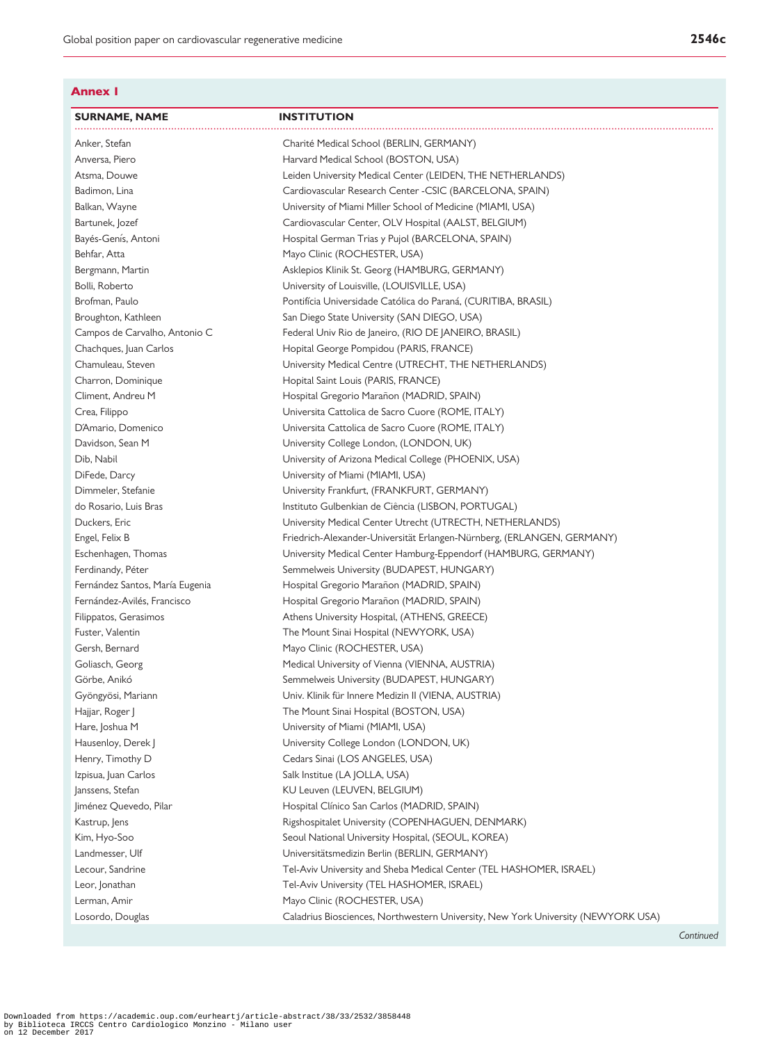## Annex I

| SURNAME, NAME | INSTITUTION |
|---|---|
| Anker, Stefan | Charité Medical School (BERLIN, GERMANY) |
| Anversa, Piero | Harvard Medical School (BOSTON, USA) |
| Atsma, Douwe | Leiden University Medical Center (LEIDEN, THE NETHERLANDS) |
| Badimon, Lina | Cardiovascular Research Center -CSIC (BARCELONA, SPAIN) |
| Balkan, Wayne | University of Miami Miller School of Medicine (MIAMI, USA) |
| Bartunek, Jozef | Cardiovascular Center, OLV Hospital (AALST, BELGIUM) |
| Bayés-Genís, Antoni | Hospital German Trias y Pujol (BARCELONA, SPAIN) |
| Behfar, Atta | Mayo Clinic (ROCHESTER, USA) |
| Bergmann, Martin | Asklepios Klinik St. Georg (HAMBURG, GERMANY) |
| Bolli, Roberto | University of Louisville, (LOUISVILLE, USA) |
| Brofman, Paulo | Pontifícia Universidade Católica do Paraná, (CURITIBA, BRASIL) |
| Broughton, Kathleen | San Diego State University (SAN DIEGO, USA) |
| Campos de Carvalho, Antonio C | Federal Univ Rio de Janeiro, (RIO DE JANEIRO, BRASIL) |
| Chachques, Juan Carlos | Hopital George Pompidou (PARIS, FRANCE) |
| Chamuleau, Steven | University Medical Centre (UTRECHT, THE NETHERLANDS) |
| Charron, Dominique | Hopital Saint Louis (PARIS, FRANCE) |
| Climent, Andreu M | Hospital Gregorio Marañon (MADRID, SPAIN) |
| Crea, Filippo | Universita Cattolica de Sacro Cuore (ROME, ITALY) |
| D'Amario, Domenico | Universita Cattolica de Sacro Cuore (ROME, ITALY) |
| Davidson, Sean M | University College London, (LONDON, UK) |
| Dib, Nabil | University of Arizona Medical College (PHOENIX, USA) |
| DiFede, Darcy | University of Miami (MIAMI, USA) |
| Dimmeler, Stefanie | University Frankfurt, (FRANKFURT, GERMANY) |
| do Rosario, Luis Bras | Instituto Gulbenkian de Ciência (LISBON, PORTUGAL) |
| Duckers, Eric | University Medical Center Utrecht (UTRECTH, NETHERLANDS) |
| Engel, Felix B | Friedrich-Alexander-Universität Erlangen-Nürnberg, (ERLANGEN, GERMANY) |
| Eschenhagen, Thomas | University Medical Center Hamburg-Eppendorf (HAMBURG, GERMANY) |
| Ferdinandy, Péter | Semmelweis University (BUDAPEST, HUNGARY) |
| Fernández Santos, María Eugenia | Hospital Gregorio Marañon (MADRID, SPAIN) |
| Fernández-Avilés, Francisco | Hospital Gregorio Marañon (MADRID, SPAIN) |
| Filippatos, Gerasimos | Athens University Hospital, (ATHENS, GREECE) |
| Fuster, Valentin | The Mount Sinai Hospital (NEWYORK, USA) |
| Gersh, Bernard | Mayo Clinic (ROCHESTER, USA) |
| Goliasch, Georg | Medical University of Vienna (VIENNA, AUSTRIA) |
| Görbe, Anikó | Semmelweis University (BUDAPEST, HUNGARY) |
| Gyöngyösi, Mariann | Univ. Klinik für Innere Medizin II (VIENA, AUSTRIA) |
| Hajjar, Roger J | The Mount Sinai Hospital (BOSTON, USA) |
| Hare, Joshua M | University of Miami (MIAMI, USA) |
| Hausenloy, Derek J | University College London (LONDON, UK) |
| Henry, Timothy D | Cedars Sinai (LOS ANGELES, USA) |
| Izpisua, Juan Carlos | Salk Institue (LA JOLLA, USA) |
| Janssens, Stefan | KU Leuven (LEUVEN, BELGIUM) |
| Jiménez Quevedo, Pilar | Hospital Clínico San Carlos (MADRID, SPAIN) |
| Kastrup, Jens | Rigshospitalet University (COPENHAGUEN, DENMARK) |
| Kim, Hyo-Soo | Seoul National University Hospital, (SEOUL, KOREA) |
| Landmesser, Ulf | Universitätsmedizin Berlin (BERLIN, GERMANY) |
| Lecour, Sandrine | Tel-Aviv University and Sheba Medical Center (TEL HASHOMER, ISRAEL) |
| Leor, Jonathan | Tel-Aviv University (TEL HASHOMER, ISRAEL) |
| Lerman, Amir | Mayo Clinic (ROCHESTER, USA) |
| Losordo, Douglas | Caladrius Biosciences, Northwestern University, New York University (NEWYORK USA) |

*Continued*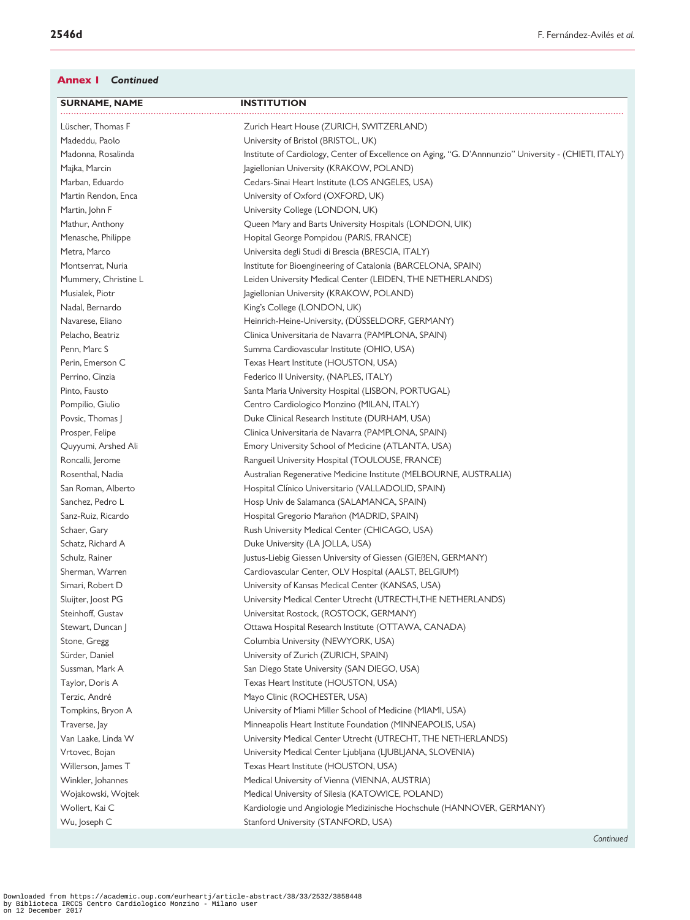**Annex 1** *Continued*

| SURNAME, NAME | INSTITUTION |
|---|---|
| Lüscher, Thomas F | Zurich Heart House (ZURICH, SWITZERLAND) |
| Madeddu, Paolo | University of Bristol (BRISTOL, UK) |
| Madonna, Rosalinda | Institute of Cardiology, Center of Excellence on Aging, "G. D'Annnunzio" University - (CHIETI, ITALY) |
| Majka, Marcin | Jagiellonian University (KRAKOW, POLAND) |
| Marban, Eduardo | Cedars-Sinai Heart Institute (LOS ANGELES, USA) |
| Martin Rendon, Enca | University of Oxford (OXFORD, UK) |
| Martin, John F | University College (LONDON, UK) |
| Mathur, Anthony | Queen Mary and Barts University Hospitals (LONDON, UIK) |
| Menasche, Philippe | Hopital George Pompidou (PARIS, FRANCE) |
| Metra, Marco | Universita degli Studi di Brescia (BRESCIA, ITALY) |
| Montserrat, Nuria | Institute for Bioengineering of Catalonia (BARCELONA, SPAIN) |
| Mummery, Christine L | Leiden University Medical Center (LEIDEN, THE NETHERLANDS) |
| Musialek, Piotr | Jagiellonian University (KRAKOW, POLAND) |
| Nadal, Bernardo | King's College (LONDON, UK) |
| Navarese, Eliano | Heinrich-Heine-University, (DÜSSELDORF, GERMANY) |
| Pelacho, Beatriz | Clinica Universitaria de Navarra (PAMPLONA, SPAIN) |
| Penn, Marc S | Summa Cardiovascular Institute (OHIO, USA) |
| Perin, Emerson C | Texas Heart Institute (HOUSTON, USA) |
| Perrino, Cinzia | Federico II University, (NAPLES, ITALY) |
| Pinto, Fausto | Santa Maria University Hospital (LISBON, PORTUGAL) |
| Pompilio, Giulio | Centro Cardiologico Monzino (MILAN, ITALY) |
| Povsic, Thomas J | Duke Clinical Research Institute (DURHAM, USA) |
| Prosper, Felipe | Clinica Universitaria de Navarra (PAMPLONA, SPAIN) |
| Quyyumi, Arshed Ali | Emory University School of Medicine (ATLANTA, USA) |
| Roncalli, Jerome | Rangueil University Hospital (TOULOUSE, FRANCE) |
| Rosenthal, Nadia | Australian Regenerative Medicine Institute (MELBOURNE, AUSTRALIA) |
| San Roman, Alberto | Hospital Clínico Universitario (VALLADOLID, SPAIN) |
| Sanchez, Pedro L | Hosp Univ de Salamanca (SALAMANCA, SPAIN) |
| Sanz-Ruiz, Ricardo | Hospital Gregorio Marañon (MADRID, SPAIN) |
| Schaer, Gary | Rush University Medical Center (CHICAGO, USA) |
| Schatz, Richard A | Duke University (LA JOLLA, USA) |
| Schulz, Rainer | Justus-Liebig Giessen University of Giessen (GIEßEN, GERMANY) |
| Sherman, Warren | Cardiovascular Center, OLV Hospital (AALST, BELGIUM) |
| Simari, Robert D | University of Kansas Medical Center (KANSAS, USA) |
| Sluijter, Joost PG | University Medical Center Utrecht (UTRECTH,THE NETHERLANDS) |
| Steinhoff, Gustav | Universitat Rostock, (ROSTOCK, GERMANY) |
| Stewart, Duncan J | Ottawa Hospital Research Institute (OTTAWA, CANADA) |
| Stone, Gregg | Columbia University (NEWYORK, USA) |
| Sürder, Daniel | University of Zurich (ZURICH, SPAIN) |
| Sussman, Mark A | San Diego State University (SAN DIEGO, USA) |
| Taylor, Doris A | Texas Heart Institute (HOUSTON, USA) |
| Terzic, André | Mayo Clinic (ROCHESTER, USA) |
| Tompkins, Bryon A | University of Miami Miller School of Medicine (MIAMI, USA) |
| Traverse, Jay | Minneapolis Heart Institute Foundation (MINNEAPOLIS, USA) |
| Van Laake, Linda W | University Medical Center Utrecht (UTRECHT, THE NETHERLANDS) |
| Vrtovec, Bojan | University Medical Center Ljubljana (LJUBLJANA, SLOVENIA) |
| Willerson, James T | Texas Heart Institute (HOUSTON, USA) |
| Winkler, Johannes | Medical University of Vienna (VIENNA, AUSTRIA) |
| Wojakowski, Wojtek | Medical University of Silesia (KATOWICE, POLAND) |
| Wollert, Kai C | Kardiologie und Angiologie Medizinische Hochschule (HANNOVER, GERMANY) |
| Wu, Joseph C | Stanford University (STANFORD, USA) |

*Continued*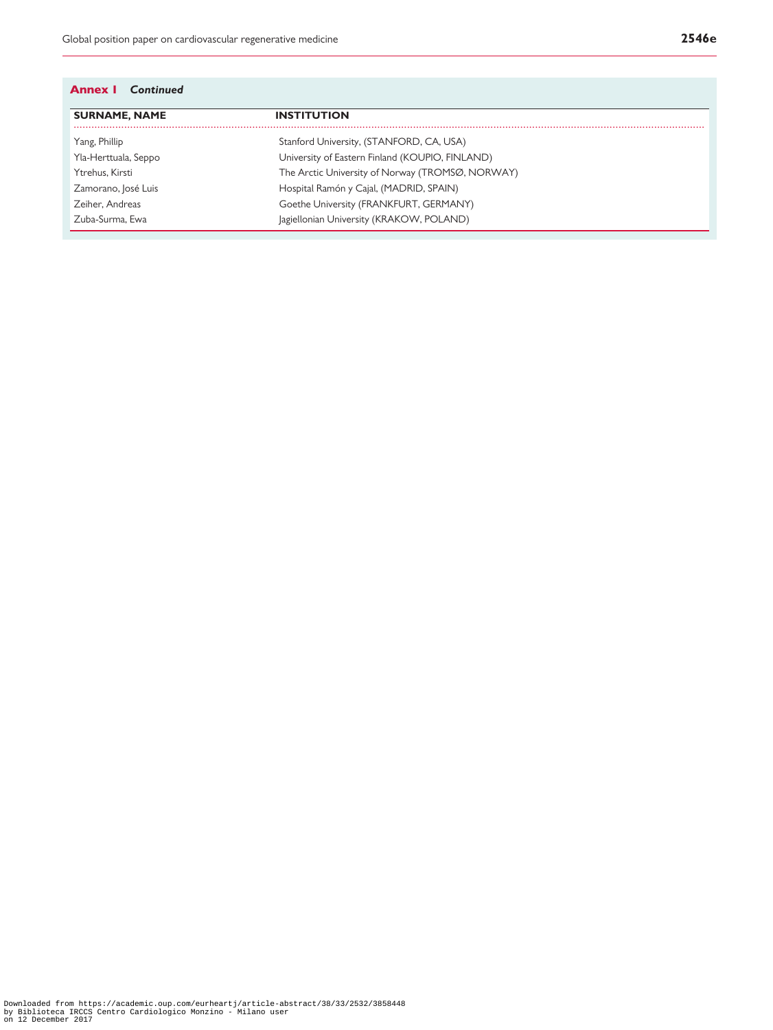**Annex 1** *Continued*

| SURNAME, NAME | INSTITUTION |
| --- | --- |
| Yang, Phillip | Stanford University, (STANFORD, CA, USA) |
| Yla-Herttuala, Seppo | University of Eastern Finland (KOUPIO, FINLAND) |
| Ytrehus, Kirsti | The Arctic University of Norway (TROMSØ, NORWAY) |
| Zamorano, José Luis | Hospital Ramón y Cajal, (MADRID, SPAIN) |
| Zeiher, Andreas | Goethe University (FRANKFURT, GERMANY) |
| Zuba-Surma, Ewa | Jagiellonian University (KRAKOW, POLAND) |